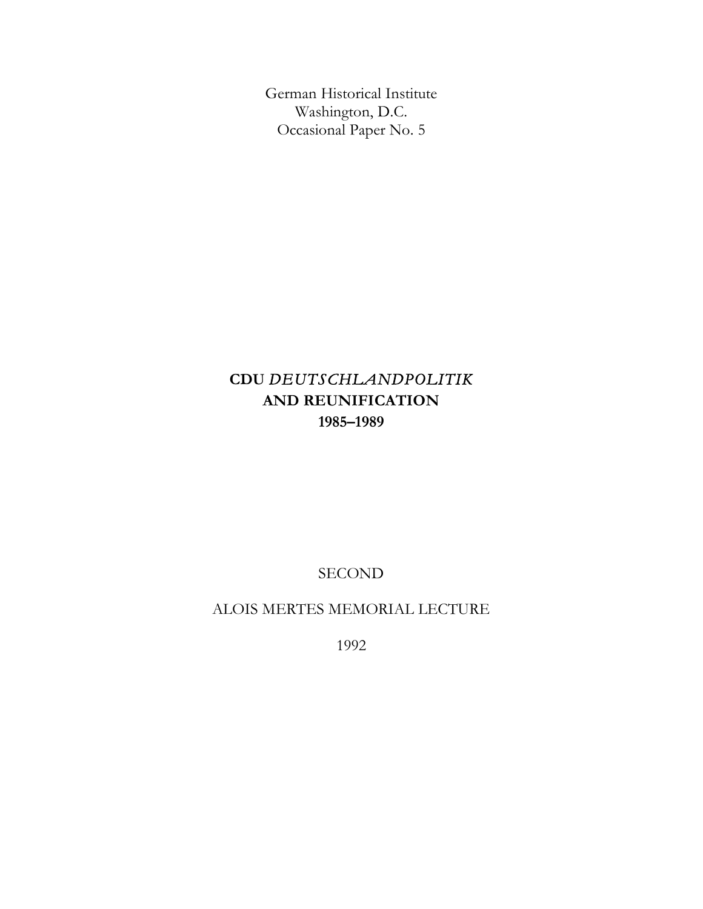German Historical Institute
Washington, D.C.
Occasional Paper No. 5

# CDU *DEUTSCHLANDPOLITIK* AND REUNIFICATION 1985–1989

SECOND

ALOIS MERTES MEMORIAL LECTURE

1992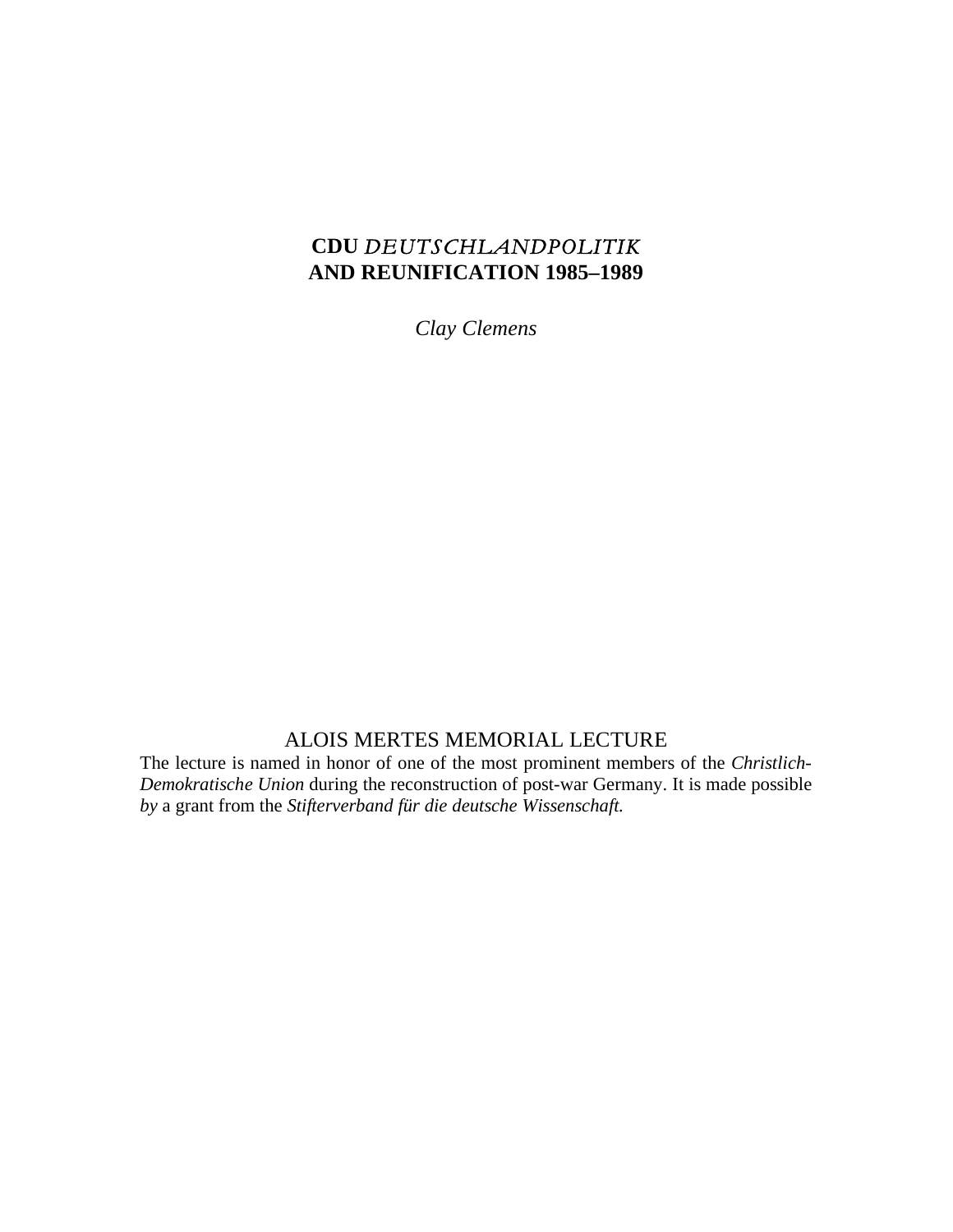# CDU *DEUTSCHLANDPOLITIK* AND REUNIFICATION 1985–1989

*Clay Clemens*

## ALOIS MERTES MEMORIAL LECTURE

The lecture is named in honor of one of the most prominent members of the *Christlich-Demokratische Union* during the reconstruction of post-war Germany. It is made possible *by* a grant from the *Stifterverband für die deutsche Wissenschaft.*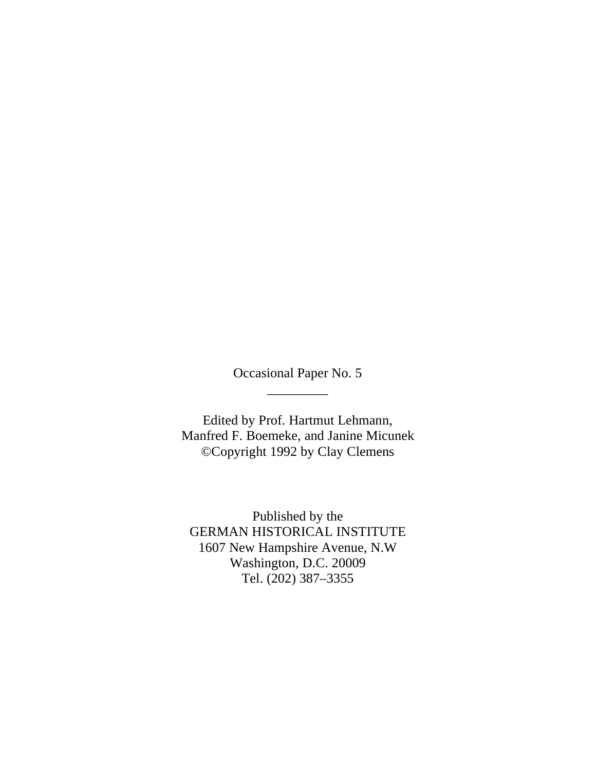Occasional Paper No. 5

_________

Edited by Prof. Hartmut Lehmann,
Manfred F. Boemeke, and Janine Micunek
©Copyright 1992 by Clay Clemens

Published by the
GERMAN HISTORICAL INSTITUTE
1607 New Hampshire Avenue, N.W
Washington, D.C. 20009
Tel. (202) 387–3355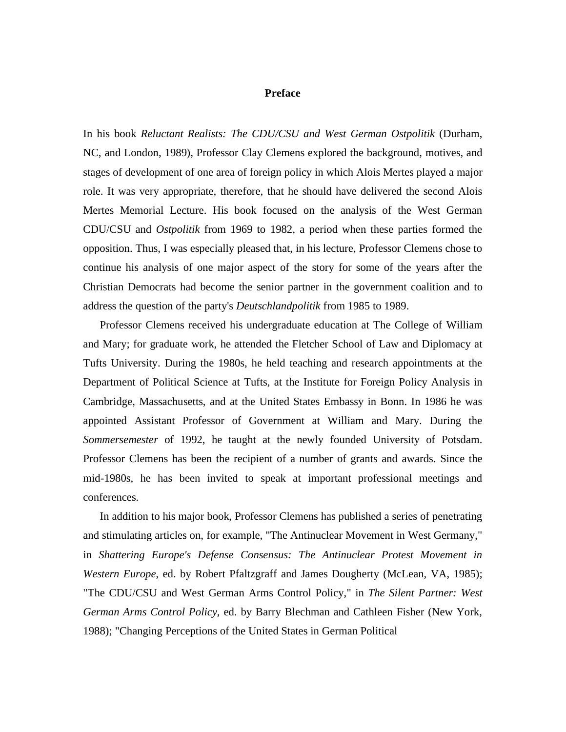# Preface

In his book *Reluctant Realists: The CDU/CSU and West German Ostpolitik* (Durham, NC, and London, 1989), Professor Clay Clemens explored the background, motives, and stages of development of one area of foreign policy in which Alois Mertes played a major role. It was very appropriate, therefore, that he should have delivered the second Alois Mertes Memorial Lecture. His book focused on the analysis of the West German CDU/CSU and *Ostpolitik* from 1969 to 1982, a period when these parties formed the opposition. Thus, I was especially pleased that, in his lecture, Professor Clemens chose to continue his analysis of one major aspect of the story for some of the years after the Christian Democrats had become the senior partner in the government coalition and to address the question of the party's *Deutschlandpolitik* from 1985 to 1989.

Professor Clemens received his undergraduate education at The College of William and Mary; for graduate work, he attended the Fletcher School of Law and Diplomacy at Tufts University. During the 1980s, he held teaching and research appointments at the Department of Political Science at Tufts, at the Institute for Foreign Policy Analysis in Cambridge, Massachusetts, and at the United States Embassy in Bonn. In 1986 he was appointed Assistant Professor of Government at William and Mary. During the *Sommersemester* of 1992, he taught at the newly founded University of Potsdam. Professor Clemens has been the recipient of a number of grants and awards. Since the mid-1980s, he has been invited to speak at important professional meetings and conferences.

In addition to his major book, Professor Clemens has published a series of penetrating and stimulating articles on, for example, "The Antinuclear Movement in West Germany," in *Shattering Europe's Defense Consensus: The Antinuclear Protest Movement in Western Europe*, ed. by Robert Pfaltzgraff and James Dougherty (McLean, VA, 1985); "The CDU/CSU and West German Arms Control Policy," in *The Silent Partner: West German Arms Control Policy*, ed. by Barry Blechman and Cathleen Fisher (New York, 1988); "Changing Perceptions of the United States in German Political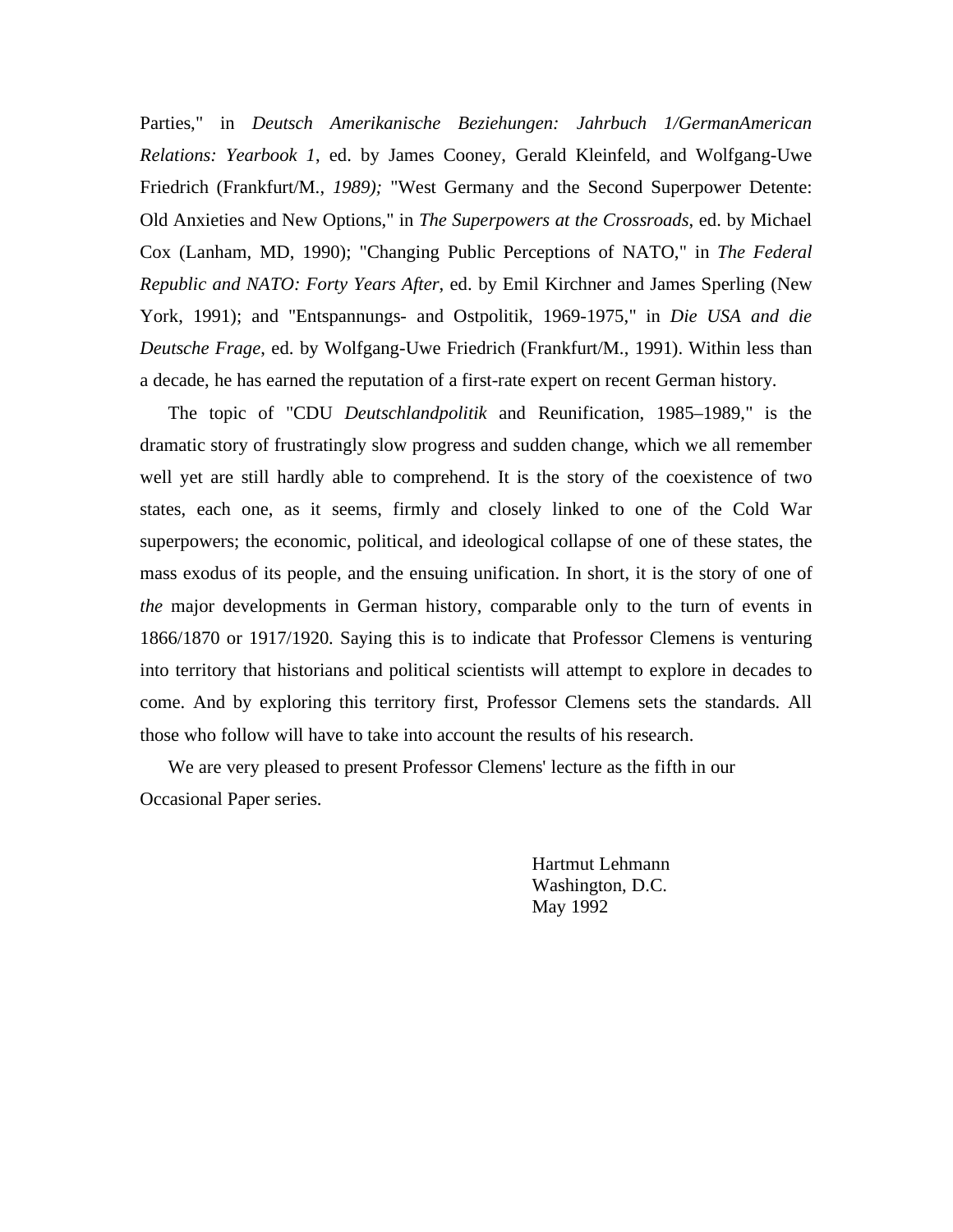Parties," in *Deutsch Amerikanische Beziehungen: Jahrbuch 1/GermanAmerican Relations: Yearbook 1*, ed. by James Cooney, Gerald Kleinfeld, and Wolfgang-Uwe Friedrich (Frankfurt/M., *1989);* "West Germany and the Second Superpower Detente: Old Anxieties and New Options," in *The Superpowers at the Crossroads*, ed. by Michael Cox (Lanham, MD, 1990); "Changing Public Perceptions of NATO," in *The Federal Republic and NATO: Forty Years After*, ed. by Emil Kirchner and James Sperling (New York, 1991); and "Entspannungs- and Ostpolitik, 1969-1975," in *Die USA and die Deutsche Frage*, ed. by Wolfgang-Uwe Friedrich (Frankfurt/M., 1991). Within less than a decade, he has earned the reputation of a first-rate expert on recent German history.

The topic of "CDU *Deutschlandpolitik* and Reunification, 1985–1989," is the dramatic story of frustratingly slow progress and sudden change, which we all remember well yet are still hardly able to comprehend. It is the story of the coexistence of two states, each one, as it seems, firmly and closely linked to one of the Cold War superpowers; the economic, political, and ideological collapse of one of these states, the mass exodus of its people, and the ensuing unification. In short, it is the story of one of *the* major developments in German history, comparable only to the turn of events in 1866/1870 or 1917/1920. Saying this is to indicate that Professor Clemens is venturing into territory that historians and political scientists will attempt to explore in decades to come. And by exploring this territory first, Professor Clemens sets the standards. All those who follow will have to take into account the results of his research.

We are very pleased to present Professor Clemens' lecture as the fifth in our Occasional Paper series.

Hartmut Lehmann
Washington, D.C.
May 1992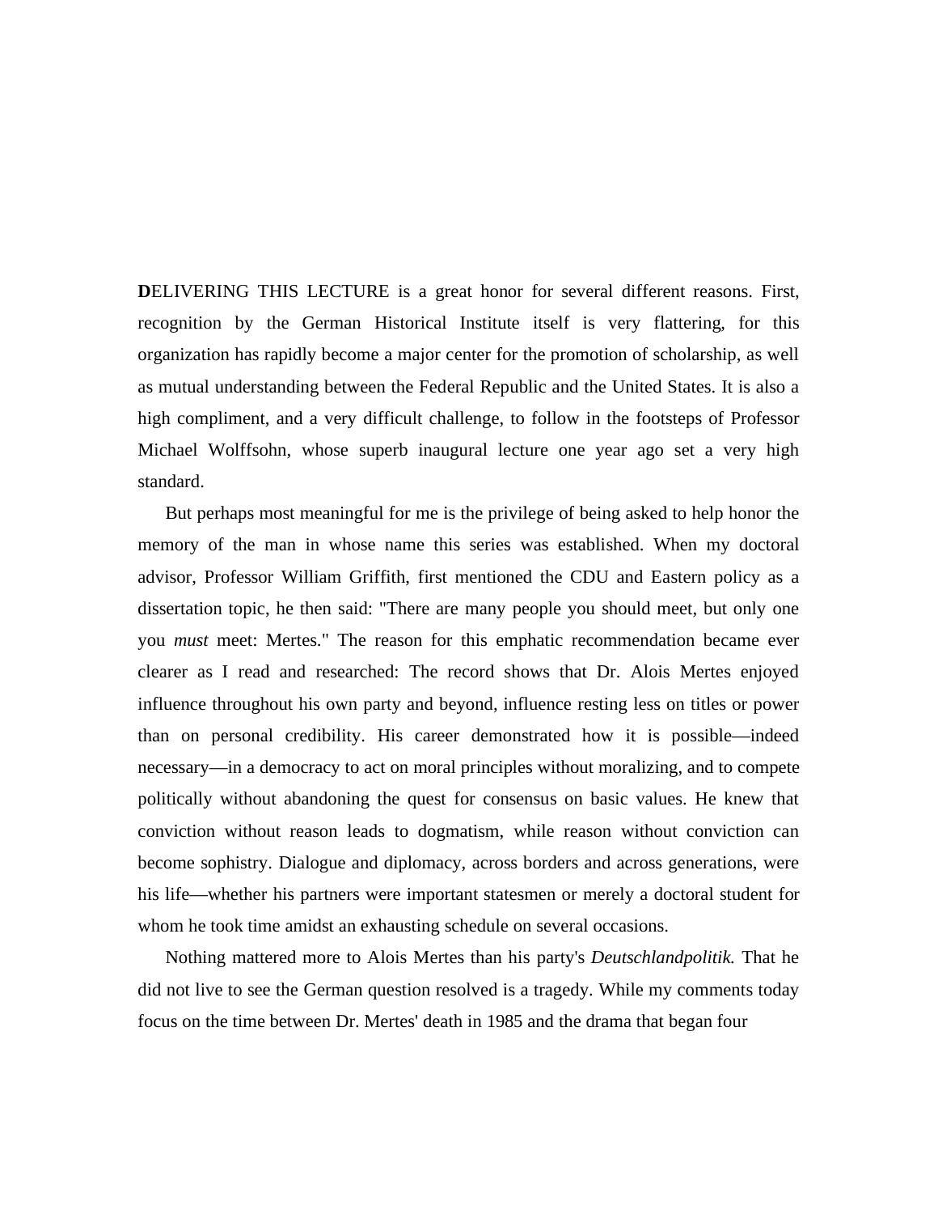**D**ELIVERING THIS LECTURE is a great honor for several different reasons. First, recognition by the German Historical Institute itself is very flattering, for this organization has rapidly become a major center for the promotion of scholarship, as well as mutual understanding between the Federal Republic and the United States. It is also a high compliment, and a very difficult challenge, to follow in the footsteps of Professor Michael Wolffsohn, whose superb inaugural lecture one year ago set a very high standard.

But perhaps most meaningful for me is the privilege of being asked to help honor the memory of the man in whose name this series was established. When my doctoral advisor, Professor William Griffith, first mentioned the CDU and Eastern policy as a dissertation topic, he then said: "There are many people you should meet, but only one you *must* meet: Mertes." The reason for this emphatic recommendation became ever clearer as I read and researched: The record shows that Dr. Alois Mertes enjoyed influence throughout his own party and beyond, influence resting less on titles or power than on personal credibility. His career demonstrated how it is possible—indeed necessary—in a democracy to act on moral principles without moralizing, and to compete politically without abandoning the quest for consensus on basic values. He knew that conviction without reason leads to dogmatism, while reason without conviction can become sophistry. Dialogue and diplomacy, across borders and across generations, were his life—whether his partners were important statesmen or merely a doctoral student for whom he took time amidst an exhausting schedule on several occasions.

Nothing mattered more to Alois Mertes than his party's *Deutschlandpolitik.* That he did not live to see the German question resolved is a tragedy. While my comments today focus on the time between Dr. Mertes' death in 1985 and the drama that began four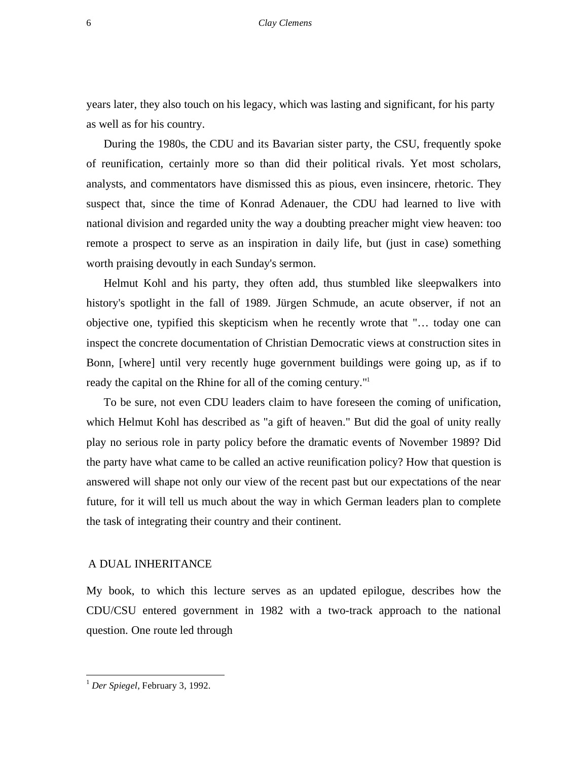years later, they also touch on his legacy, which was lasting and significant, for his party as well as for his country.

During the 1980s, the CDU and its Bavarian sister party, the CSU, frequently spoke of reunification, certainly more so than did their political rivals. Yet most scholars, analysts, and commentators have dismissed this as pious, even insincere, rhetoric. They suspect that, since the time of Konrad Adenauer, the CDU had learned to live with national division and regarded unity the way a doubting preacher might view heaven: too remote a prospect to serve as an inspiration in daily life, but (just in case) something worth praising devoutly in each Sunday's sermon.

Helmut Kohl and his party, they often add, thus stumbled like sleepwalkers into history's spotlight in the fall of 1989. Jürgen Schmude, an acute observer, if not an objective one, typified this skepticism when he recently wrote that "… today one can inspect the concrete documentation of Christian Democratic views at construction sites in Bonn, [where] until very recently huge government buildings were going up, as if to ready the capital on the Rhine for all of the coming century."[1]

To be sure, not even CDU leaders claim to have foreseen the coming of unification, which Helmut Kohl has described as "a gift of heaven." But did the goal of unity really play no serious role in party policy before the dramatic events of November 1989? Did the party have what came to be called an active reunification policy? How that question is answered will shape not only our view of the recent past but our expectations of the near future, for it will tell us much about the way in which German leaders plan to complete the task of integrating their country and their continent.

## A DUAL INHERITANCE

My book, to which this lecture serves as an updated epilogue, describes how the CDU/CSU entered government in 1982 with a two-track approach to the national question. One route led through

---

[1] *Der Spiegel*, February 3, 1992.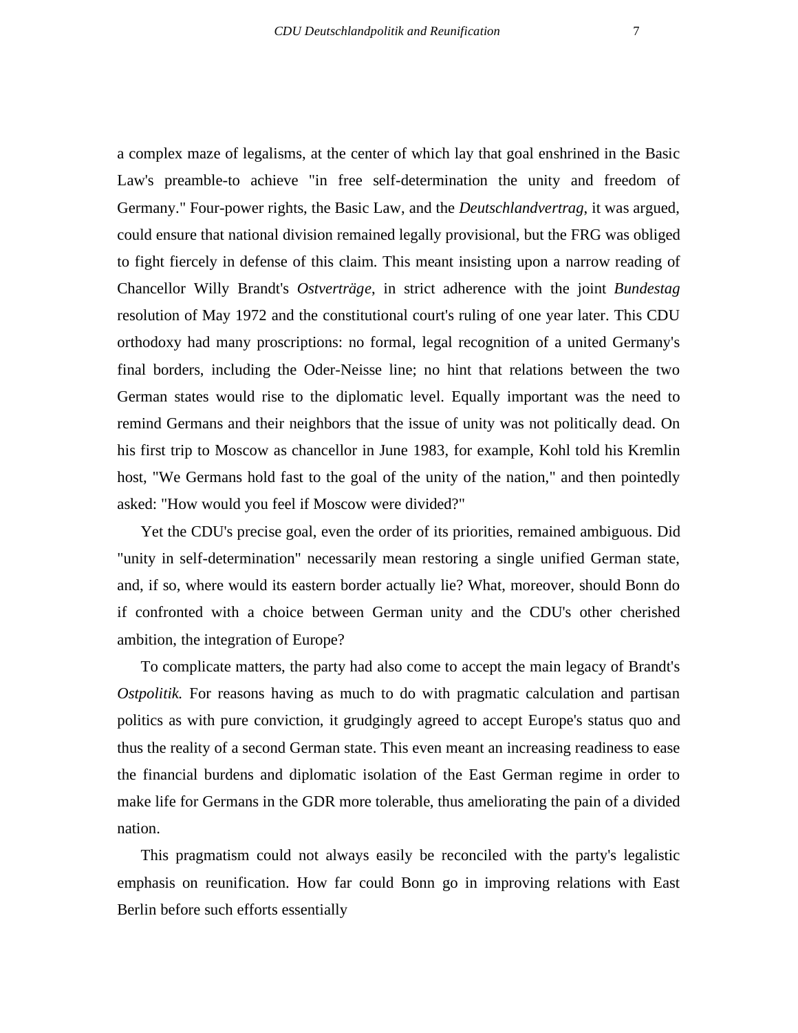a complex maze of legalisms, at the center of which lay that goal enshrined in the Basic Law's preamble-to achieve "in free self-determination the unity and freedom of Germany." Four-power rights, the Basic Law, and the *Deutschlandvertrag*, it was argued, could ensure that national division remained legally provisional, but the FRG was obliged to fight fiercely in defense of this claim. This meant insisting upon a narrow reading of Chancellor Willy Brandt's *Ostverträge*, in strict adherence with the joint *Bundestag* resolution of May 1972 and the constitutional court's ruling of one year later. This CDU orthodoxy had many proscriptions: no formal, legal recognition of a united Germany's final borders, including the Oder-Neisse line; no hint that relations between the two German states would rise to the diplomatic level. Equally important was the need to remind Germans and their neighbors that the issue of unity was not politically dead. On his first trip to Moscow as chancellor in June 1983, for example, Kohl told his Kremlin host, "We Germans hold fast to the goal of the unity of the nation," and then pointedly asked: "How would you feel if Moscow were divided?"

Yet the CDU's precise goal, even the order of its priorities, remained ambiguous. Did "unity in self-determination" necessarily mean restoring a single unified German state, and, if so, where would its eastern border actually lie? What, moreover, should Bonn do if confronted with a choice between German unity and the CDU's other cherished ambition, the integration of Europe?

To complicate matters, the party had also come to accept the main legacy of Brandt's *Ostpolitik.* For reasons having as much to do with pragmatic calculation and partisan politics as with pure conviction, it grudgingly agreed to accept Europe's status quo and thus the reality of a second German state. This even meant an increasing readiness to ease the financial burdens and diplomatic isolation of the East German regime in order to make life for Germans in the GDR more tolerable, thus ameliorating the pain of a divided nation.

This pragmatism could not always easily be reconciled with the party's legalistic emphasis on reunification. How far could Bonn go in improving relations with East Berlin before such efforts essentially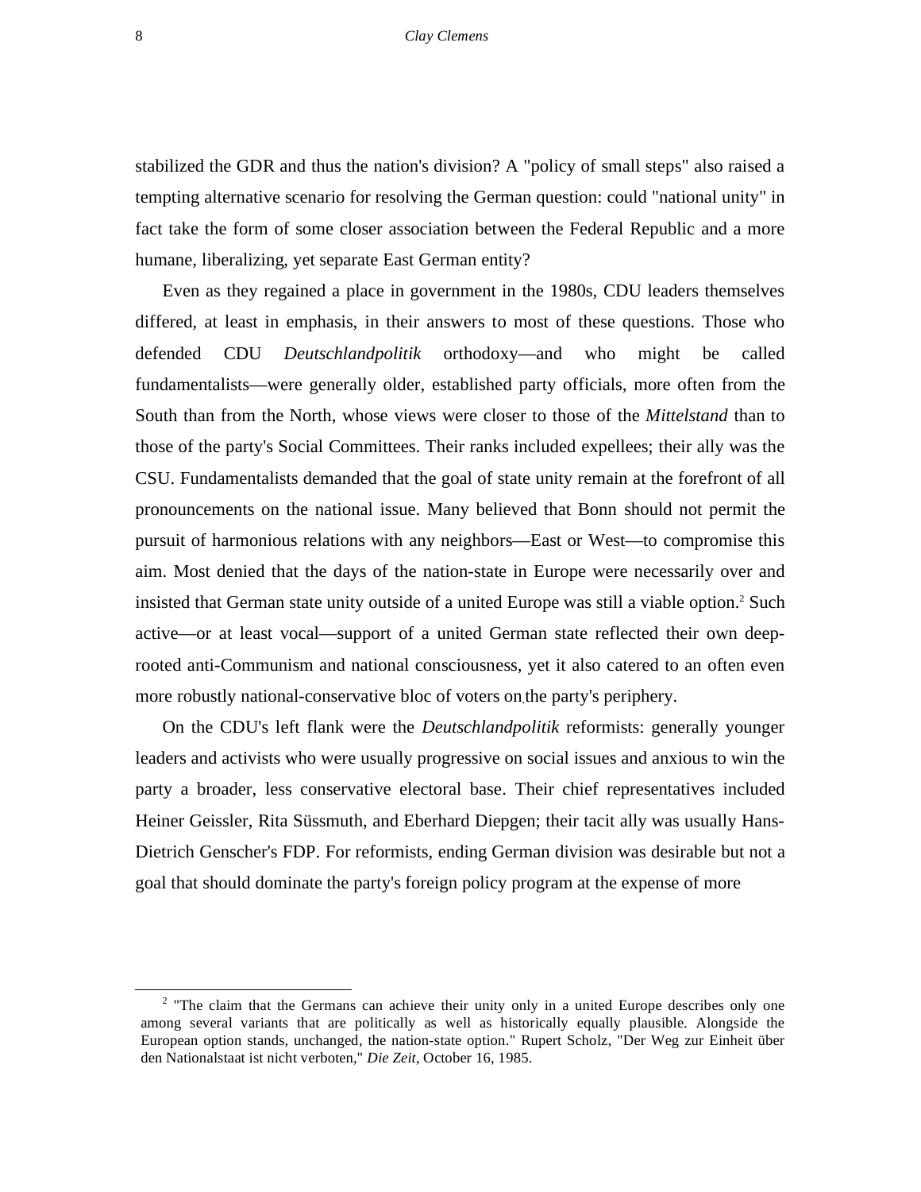stabilized the GDR and thus the nation's division? A "policy of small steps" also raised a tempting alternative scenario for resolving the German question: could "national unity" in fact take the form of some closer association between the Federal Republic and a more humane, liberalizing, yet separate East German entity?

Even as they regained a place in government in the 1980s, CDU leaders themselves differed, at least in emphasis, in their answers to most of these questions. Those who defended CDU *Deutschlandpolitik* orthodoxy—and who might be called fundamentalists—were generally older, established party officials, more often from the South than from the North, whose views were closer to those of the *Mittelstand* than to those of the party's Social Committees. Their ranks included expellees; their ally was the CSU. Fundamentalists demanded that the goal of state unity remain at the forefront of all pronouncements on the national issue. Many believed that Bonn should not permit the pursuit of harmonious relations with any neighbors—East or West—to compromise this aim. Most denied that the days of the nation-state in Europe were necessarily over and insisted that German state unity outside of a united Europe was still a viable option.[2] Such active—or at least vocal—support of a united German state reflected their own deep-rooted anti-Communism and national consciousness, yet it also catered to an often even more robustly national-conservative bloc of voters on the party's periphery.

On the CDU's left flank were the *Deutschlandpolitik* reformists: generally younger leaders and activists who were usually progressive on social issues and anxious to win the party a broader, less conservative electoral base. Their chief representatives included Heiner Geissler, Rita Süssmuth, and Eberhard Diepgen; their tacit ally was usually Hans-Dietrich Genscher's FDP. For reformists, ending German division was desirable but not a goal that should dominate the party's foreign policy program at the expense of more

---

[2] "The claim that the Germans can achieve their unity only in a united Europe describes only one among several variants that are politically as well as historically equally plausible. Alongside the European option stands, unchanged, the nation-state option." Rupert Scholz, "Der Weg zur Einheit über den Nationalstaat ist nicht verboten," *Die Zeit*, October 16, 1985.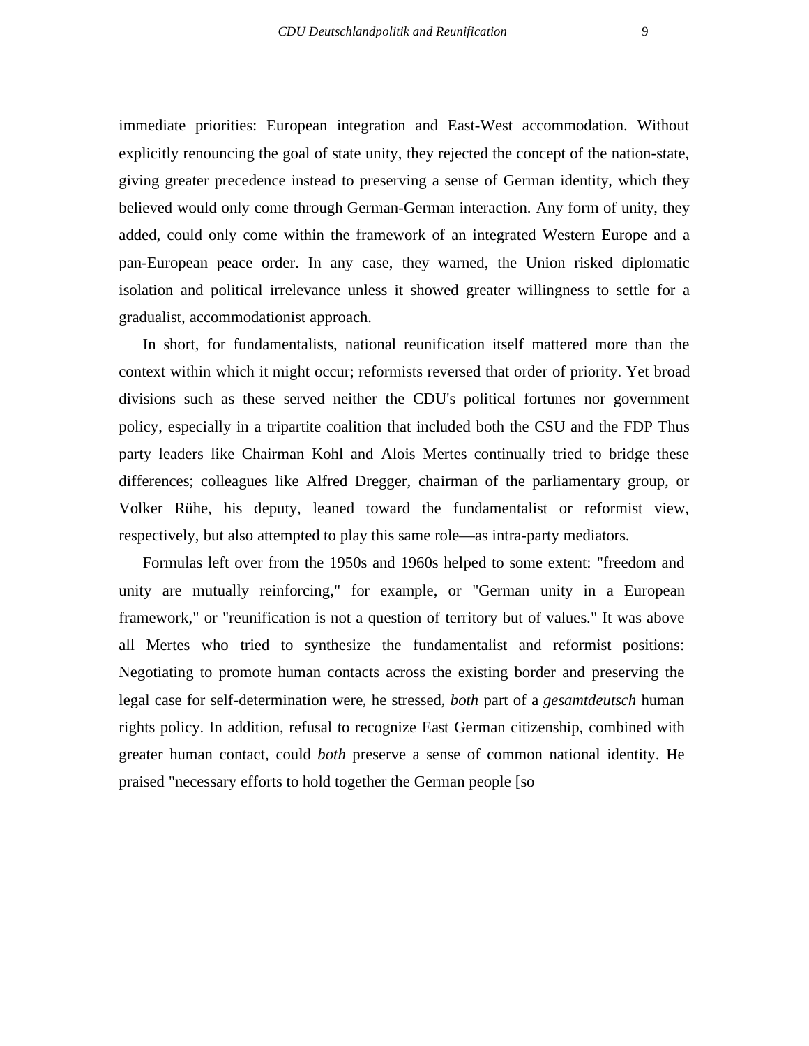immediate priorities: European integration and East-West accommodation. Without explicitly renouncing the goal of state unity, they rejected the concept of the nation-state, giving greater precedence instead to preserving a sense of German identity, which they believed would only come through German-German interaction. Any form of unity, they added, could only come within the framework of an integrated Western Europe and a pan-European peace order. In any case, they warned, the Union risked diplomatic isolation and political irrelevance unless it showed greater willingness to settle for a gradualist, accommodationist approach.

In short, for fundamentalists, national reunification itself mattered more than the context within which it might occur; reformists reversed that order of priority. Yet broad divisions such as these served neither the CDU's political fortunes nor government policy, especially in a tripartite coalition that included both the CSU and the FDP Thus party leaders like Chairman Kohl and Alois Mertes continually tried to bridge these differences; colleagues like Alfred Dregger, chairman of the parliamentary group, or Volker Rühe, his deputy, leaned toward the fundamentalist or reformist view, respectively, but also attempted to play this same role—as intra-party mediators.

Formulas left over from the 1950s and 1960s helped to some extent: "freedom and unity are mutually reinforcing," for example, or "German unity in a European framework," or "reunification is not a question of territory but of values." It was above all Mertes who tried to synthesize the fundamentalist and reformist positions: Negotiating to promote human contacts across the existing border and preserving the legal case for self-determination were, he stressed, *both* part of a *gesamtdeutsch* human rights policy. In addition, refusal to recognize East German citizenship, combined with greater human contact, could *both* preserve a sense of common national identity. He praised "necessary efforts to hold together the German people [so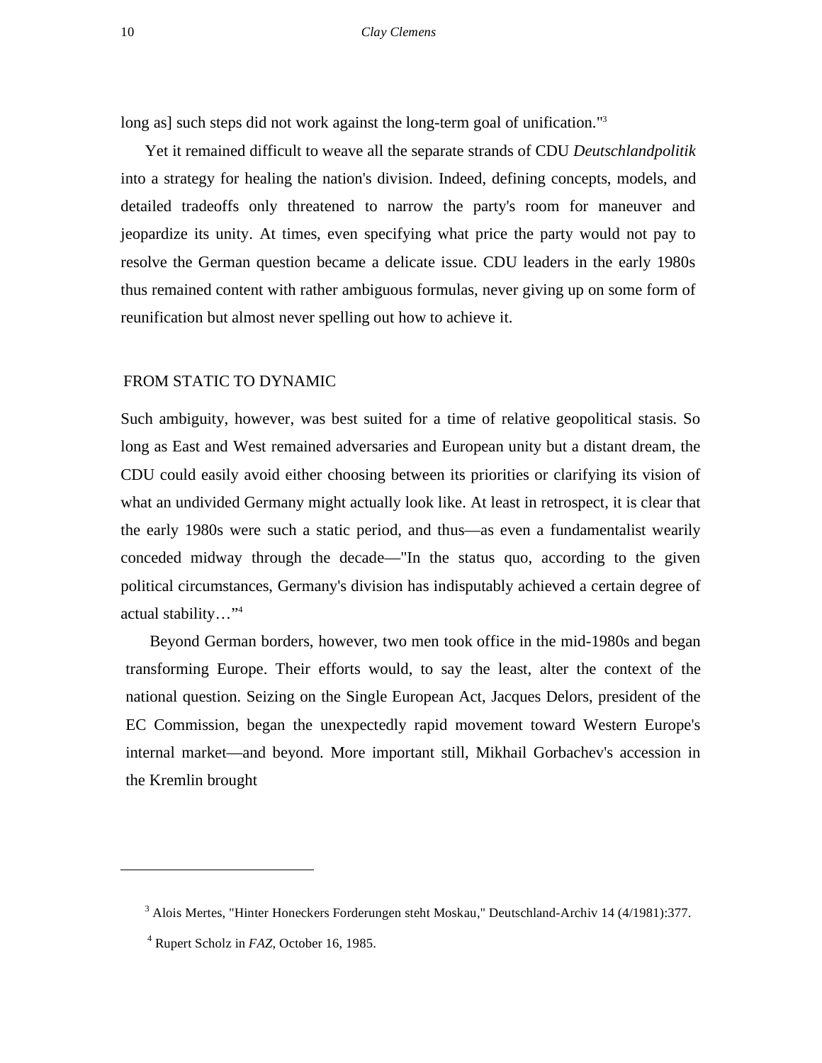long as] such steps did not work against the long-term goal of unification."[3]

Yet it remained difficult to weave all the separate strands of CDU *Deutschlandpolitik* into a strategy for healing the nation's division. Indeed, defining concepts, models, and detailed tradeoffs only threatened to narrow the party's room for maneuver and jeopardize its unity. At times, even specifying what price the party would not pay to resolve the German question became a delicate issue. CDU leaders in the early 1980s thus remained content with rather ambiguous formulas, never giving up on some form of reunification but almost never spelling out how to achieve it.

## FROM STATIC TO DYNAMIC

Such ambiguity, however, was best suited for a time of relative geopolitical stasis. So long as East and West remained adversaries and European unity but a distant dream, the CDU could easily avoid either choosing between its priorities or clarifying its vision of what an undivided Germany might actually look like. At least in retrospect, it is clear that the early 1980s were such a static period, and thus—as even a fundamentalist wearily conceded midway through the decade—"In the status quo, according to the given political circumstances, Germany's division has indisputably achieved a certain degree of actual stability…"[4]

Beyond German borders, however, two men took office in the mid-1980s and began transforming Europe. Their efforts would, to say the least, alter the context of the national question. Seizing on the Single European Act, Jacques Delors, president of the EC Commission, began the unexpectedly rapid movement toward Western Europe's internal market—and beyond. More important still, Mikhail Gorbachev's accession in the Kremlin brought

---

[3] Alois Mertes, "Hinter Honeckers Forderungen steht Moskau," Deutschland-Archiv 14 (4/1981):377.

[4] Rupert Scholz in *FAZ*, October 16, 1985.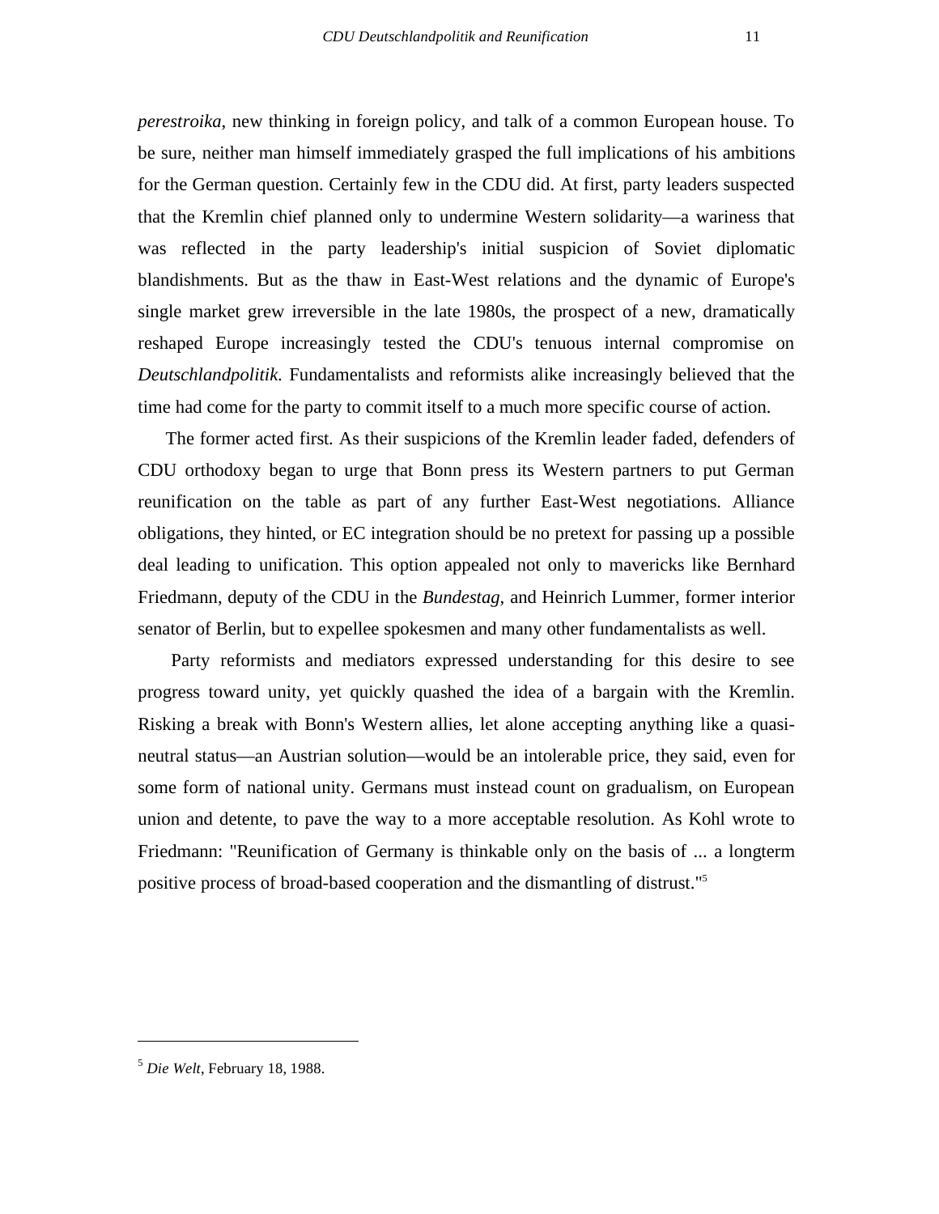*perestroika*, new thinking in foreign policy, and talk of a common European house. To be sure, neither man himself immediately grasped the full implications of his ambitions for the German question. Certainly few in the CDU did. At first, party leaders suspected that the Kremlin chief planned only to undermine Western solidarity—a wariness that was reflected in the party leadership's initial suspicion of Soviet diplomatic blandishments. But as the thaw in East-West relations and the dynamic of Europe's single market grew irreversible in the late 1980s, the prospect of a new, dramatically reshaped Europe increasingly tested the CDU's tenuous internal compromise on *Deutschlandpolitik*. Fundamentalists and reformists alike increasingly believed that the time had come for the party to commit itself to a much more specific course of action.

The former acted first. As their suspicions of the Kremlin leader faded, defenders of CDU orthodoxy began to urge that Bonn press its Western partners to put German reunification on the table as part of any further East-West negotiations. Alliance obligations, they hinted, or EC integration should be no pretext for passing up a possible deal leading to unification. This option appealed not only to mavericks like Bernhard Friedmann, deputy of the CDU in the *Bundestag*, and Heinrich Lummer, former interior senator of Berlin, but to expellee spokesmen and many other fundamentalists as well.

Party reformists and mediators expressed understanding for this desire to see progress toward unity, yet quickly quashed the idea of a bargain with the Kremlin. Risking a break with Bonn's Western allies, let alone accepting anything like a quasi-neutral status—an Austrian solution—would be an intolerable price, they said, even for some form of national unity. Germans must instead count on gradualism, on European union and detente, to pave the way to a more acceptable resolution. As Kohl wrote to Friedmann: "Reunification of Germany is thinkable only on the basis of ... a longterm positive process of broad-based cooperation and the dismantling of distrust."[5]

---

[5] *Die Welt*, February 18, 1988.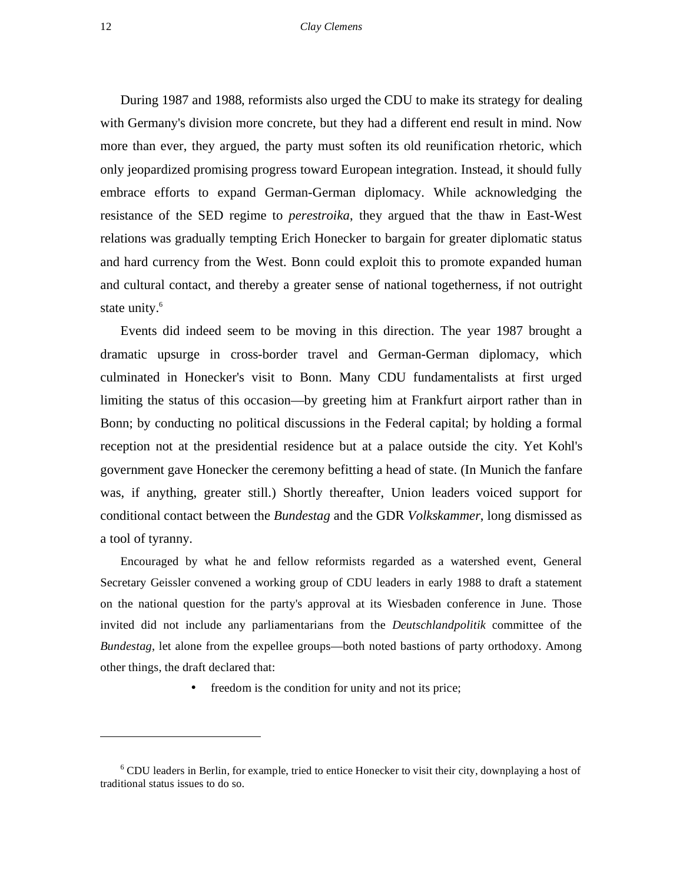During 1987 and 1988, reformists also urged the CDU to make its strategy for dealing with Germany's division more concrete, but they had a different end result in mind. Now more than ever, they argued, the party must soften its old reunification rhetoric, which only jeopardized promising progress toward European integration. Instead, it should fully embrace efforts to expand German-German diplomacy. While acknowledging the resistance of the SED regime to *perestroika*, they argued that the thaw in East-West relations was gradually tempting Erich Honecker to bargain for greater diplomatic status and hard currency from the West. Bonn could exploit this to promote expanded human and cultural contact, and thereby a greater sense of national togetherness, if not outright state unity.[6]

Events did indeed seem to be moving in this direction. The year 1987 brought a dramatic upsurge in cross-border travel and German-German diplomacy, which culminated in Honecker's visit to Bonn. Many CDU fundamentalists at first urged limiting the status of this occasion—by greeting him at Frankfurt airport rather than in Bonn; by conducting no political discussions in the Federal capital; by holding a formal reception not at the presidential residence but at a palace outside the city. Yet Kohl's government gave Honecker the ceremony befitting a head of state. (In Munich the fanfare was, if anything, greater still.) Shortly thereafter, Union leaders voiced support for conditional contact between the *Bundestag* and the GDR *Volkskammer*, long dismissed as a tool of tyranny.

Encouraged by what he and fellow reformists regarded as a watershed event, General Secretary Geissler convened a working group of CDU leaders in early 1988 to draft a statement on the national question for the party's approval at its Wiesbaden conference in June. Those invited did not include any parliamentarians from the *Deutschlandpolitik* committee of the *Bundestag*, let alone from the expellee groups—both noted bastions of party orthodoxy. Among other things, the draft declared that:

- freedom is the condition for unity and not its price;

---

[6] CDU leaders in Berlin, for example, tried to entice Honecker to visit their city, downplaying a host of traditional status issues to do so.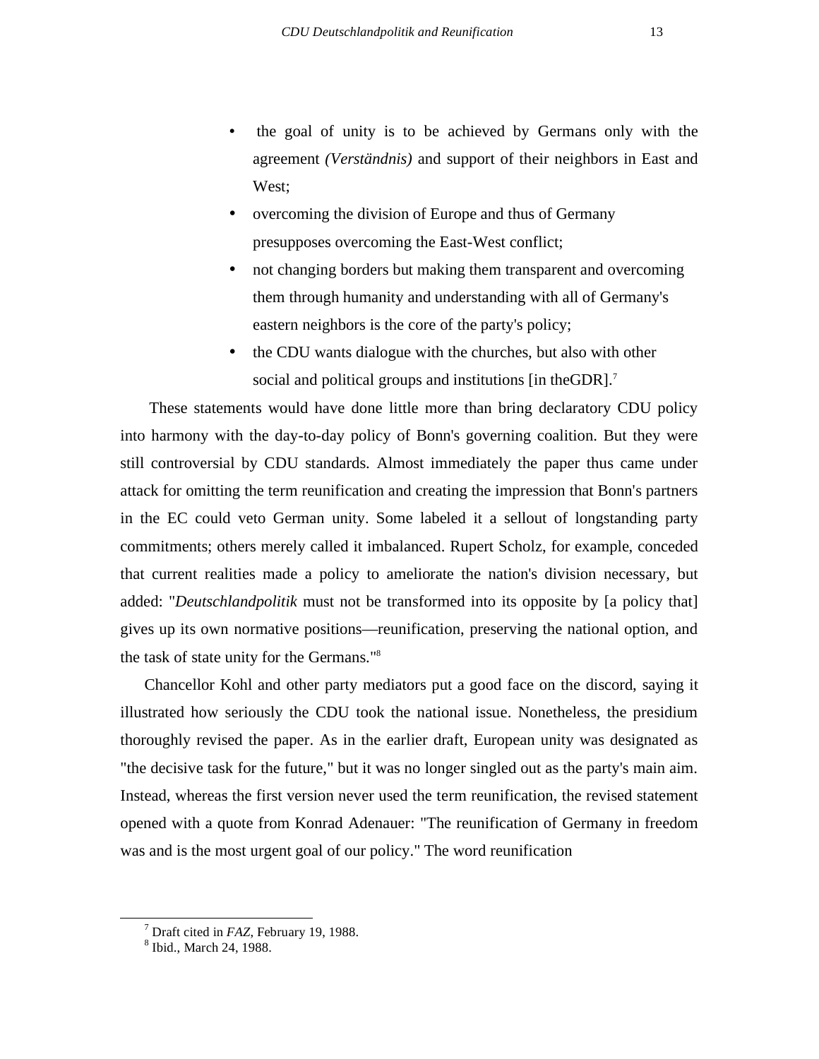- the goal of unity is to be achieved by Germans only with the agreement *(Verständnis)* and support of their neighbors in East and West;
- overcoming the division of Europe and thus of Germany presupposes overcoming the East-West conflict;
- not changing borders but making them transparent and overcoming them through humanity and understanding with all of Germany's eastern neighbors is the core of the party's policy;
- the CDU wants dialogue with the churches, but also with other social and political groups and institutions [in theGDR].[7]

These statements would have done little more than bring declaratory CDU policy into harmony with the day-to-day policy of Bonn's governing coalition. But they were still controversial by CDU standards. Almost immediately the paper thus came under attack for omitting the term reunification and creating the impression that Bonn's partners in the EC could veto German unity. Some labeled it a sellout of longstanding party commitments; others merely called it imbalanced. Rupert Scholz, for example, conceded that current realities made a policy to ameliorate the nation's division necessary, but added: "*Deutschlandpolitik* must not be transformed into its opposite by [a policy that] gives up its own normative positions—reunification, preserving the national option, and the task of state unity for the Germans."[8]

Chancellor Kohl and other party mediators put a good face on the discord, saying it illustrated how seriously the CDU took the national issue. Nonetheless, the presidium thoroughly revised the paper. As in the earlier draft, European unity was designated as "the decisive task for the future," but it was no longer singled out as the party's main aim. Instead, whereas the first version never used the term reunification, the revised statement opened with a quote from Konrad Adenauer: "The reunification of Germany in freedom was and is the most urgent goal of our policy." The word reunification

[7] Draft cited in *FAZ,* February 19, 1988.

[8] Ibid., March 24, 1988.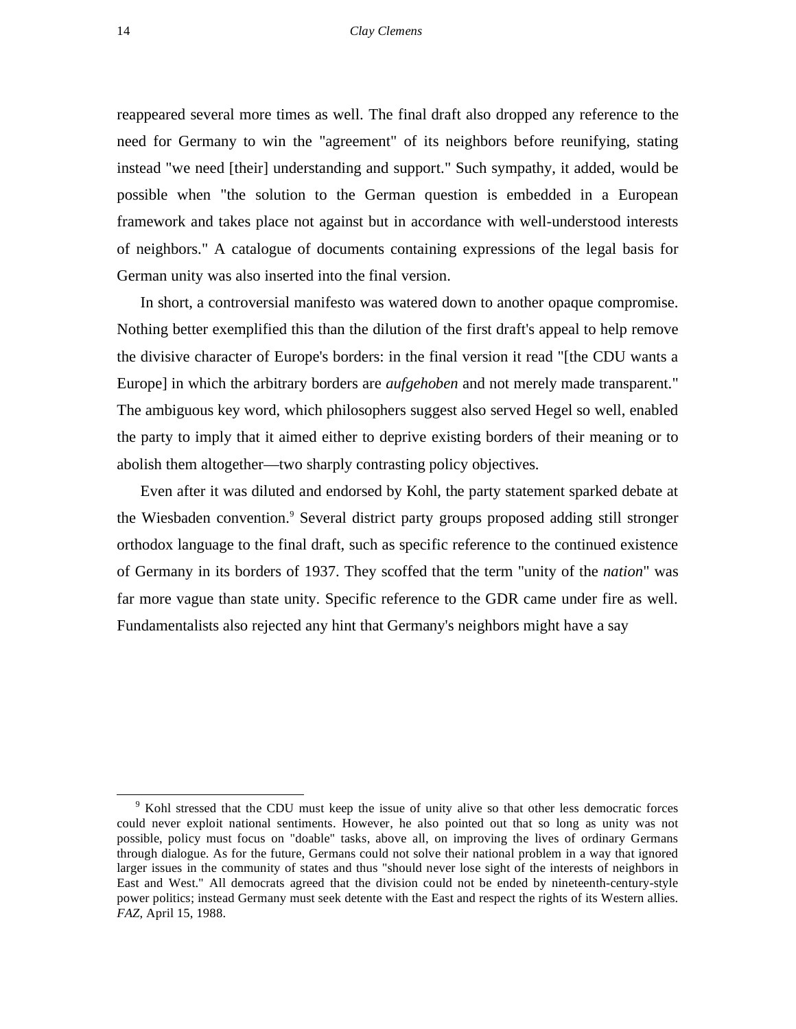reappeared several more times as well. The final draft also dropped any reference to the need for Germany to win the "agreement" of its neighbors before reunifying, stating instead "we need [their] understanding and support." Such sympathy, it added, would be possible when "the solution to the German question is embedded in a European framework and takes place not against but in accordance with well-understood interests of neighbors." A catalogue of documents containing expressions of the legal basis for German unity was also inserted into the final version.

In short, a controversial manifesto was watered down to another opaque compromise. Nothing better exemplified this than the dilution of the first draft's appeal to help remove the divisive character of Europe's borders: in the final version it read "[the CDU wants a Europe] in which the arbitrary borders are *aufgehoben* and not merely made transparent." The ambiguous key word, which philosophers suggest also served Hegel so well, enabled the party to imply that it aimed either to deprive existing borders of their meaning or to abolish them altogether—two sharply contrasting policy objectives.

Even after it was diluted and endorsed by Kohl, the party statement sparked debate at the Wiesbaden convention.[9] Several district party groups proposed adding still stronger orthodox language to the final draft, such as specific reference to the continued existence of Germany in its borders of 1937. They scoffed that the term "unity of the *nation*" was far more vague than state unity. Specific reference to the GDR came under fire as well. Fundamentalists also rejected any hint that Germany's neighbors might have a say

---

[9] Kohl stressed that the CDU must keep the issue of unity alive so that other less democratic forces could never exploit national sentiments. However, he also pointed out that so long as unity was not possible, policy must focus on "doable" tasks, above all, on improving the lives of ordinary Germans through dialogue. As for the future, Germans could not solve their national problem in a way that ignored larger issues in the community of states and thus "should never lose sight of the interests of neighbors in East and West." All democrats agreed that the division could not be ended by nineteenth-century-style power politics; instead Germany must seek detente with the East and respect the rights of its Western allies. *FAZ*, April 15, 1988.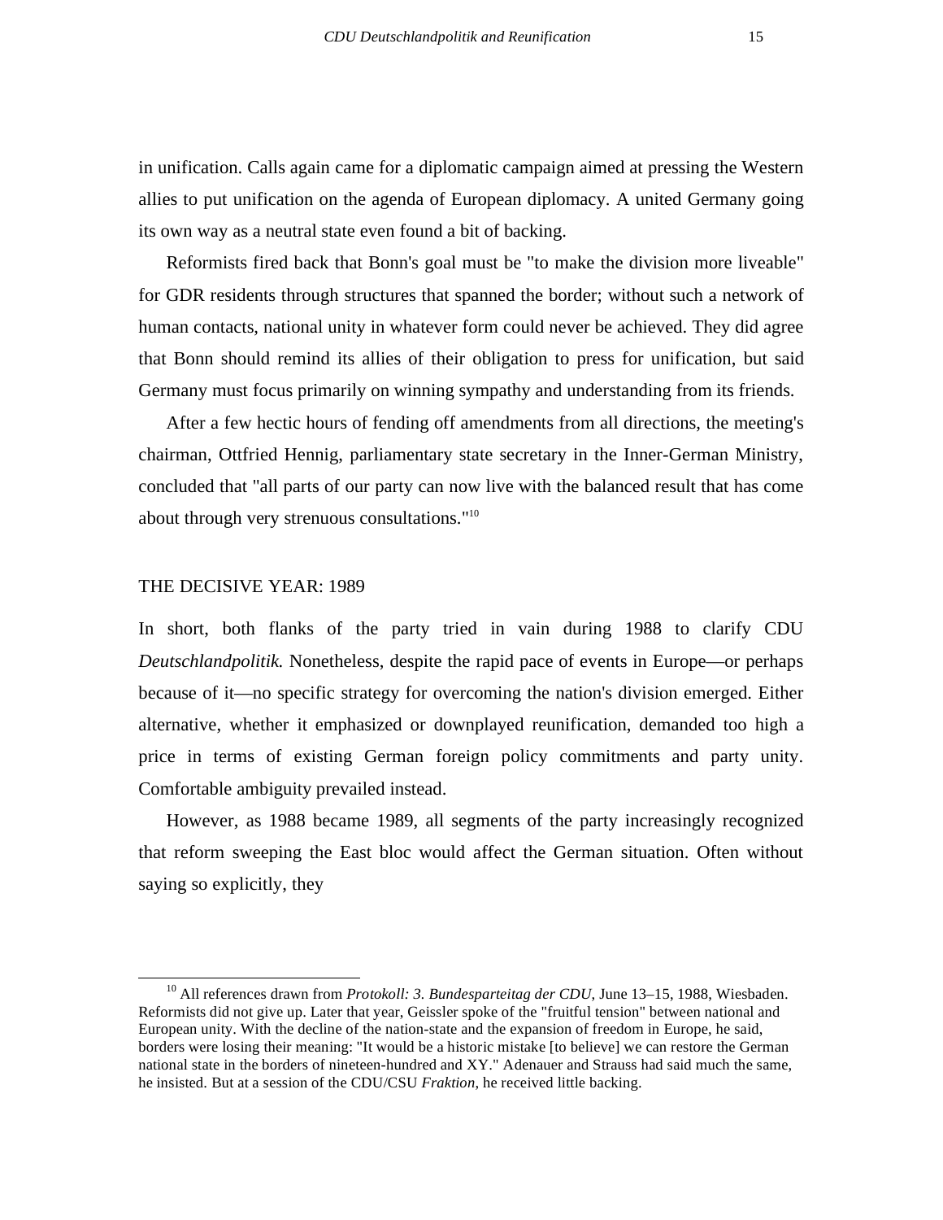in unification. Calls again came for a diplomatic campaign aimed at pressing the Western allies to put unification on the agenda of European diplomacy. A united Germany going its own way as a neutral state even found a bit of backing.

Reformists fired back that Bonn's goal must be "to make the division more liveable" for GDR residents through structures that spanned the border; without such a network of human contacts, national unity in whatever form could never be achieved. They did agree that Bonn should remind its allies of their obligation to press for unification, but said Germany must focus primarily on winning sympathy and understanding from its friends.

After a few hectic hours of fending off amendments from all directions, the meeting's chairman, Ottfried Hennig, parliamentary state secretary in the Inner-German Ministry, concluded that "all parts of our party can now live with the balanced result that has come about through very strenuous consultations."[10]

## THE DECISIVE YEAR: 1989

In short, both flanks of the party tried in vain during 1988 to clarify CDU *Deutschlandpolitik.* Nonetheless, despite the rapid pace of events in Europe—or perhaps because of it—no specific strategy for overcoming the nation's division emerged. Either alternative, whether it emphasized or downplayed reunification, demanded too high a price in terms of existing German foreign policy commitments and party unity. Comfortable ambiguity prevailed instead.

However, as 1988 became 1989, all segments of the party increasingly recognized that reform sweeping the East bloc would affect the German situation. Often without saying so explicitly, they

---

[10] All references drawn from *Protokoll: 3. Bundesparteitag der CDU*, June 13–15, 1988, Wiesbaden. Reformists did not give up. Later that year, Geissler spoke of the "fruitful tension" between national and European unity. With the decline of the nation-state and the expansion of freedom in Europe, he said, borders were losing their meaning: "It would be a historic mistake [to believe] we can restore the German national state in the borders of nineteen-hundred and XY." Adenauer and Strauss had said much the same, he insisted. But at a session of the CDU/CSU *Fraktion*, he received little backing.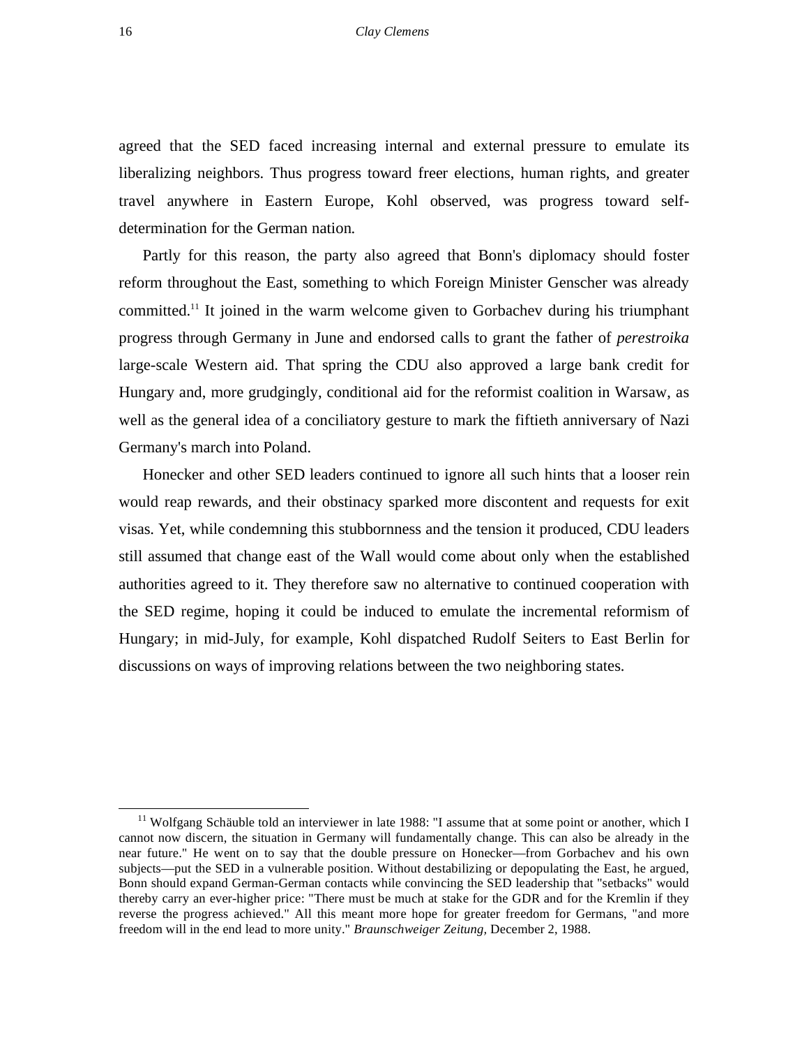agreed that the SED faced increasing internal and external pressure to emulate its liberalizing neighbors. Thus progress toward freer elections, human rights, and greater travel anywhere in Eastern Europe, Kohl observed, was progress toward self-determination for the German nation.

Partly for this reason, the party also agreed that Bonn's diplomacy should foster reform throughout the East, something to which Foreign Minister Genscher was already committed.[11] It joined in the warm welcome given to Gorbachev during his triumphant progress through Germany in June and endorsed calls to grant the father of *perestroika* large-scale Western aid. That spring the CDU also approved a large bank credit for Hungary and, more grudgingly, conditional aid for the reformist coalition in Warsaw, as well as the general idea of a conciliatory gesture to mark the fiftieth anniversary of Nazi Germany's march into Poland.

Honecker and other SED leaders continued to ignore all such hints that a looser rein would reap rewards, and their obstinacy sparked more discontent and requests for exit visas. Yet, while condemning this stubbornness and the tension it produced, CDU leaders still assumed that change east of the Wall would come about only when the established authorities agreed to it. They therefore saw no alternative to continued cooperation with the SED regime, hoping it could be induced to emulate the incremental reformism of Hungary; in mid-July, for example, Kohl dispatched Rudolf Seiters to East Berlin for discussions on ways of improving relations between the two neighboring states.

---

[11] Wolfgang Schäuble told an interviewer in late 1988: "I assume that at some point or another, which I cannot now discern, the situation in Germany will fundamentally change. This can also be already in the near future." He went on to say that the double pressure on Honecker—from Gorbachev and his own subjects—put the SED in a vulnerable position. Without destabilizing or depopulating the East, he argued, Bonn should expand German-German contacts while convincing the SED leadership that "setbacks" would thereby carry an ever-higher price: "There must be much at stake for the GDR and for the Kremlin if they reverse the progress achieved." All this meant more hope for greater freedom for Germans, "and more freedom will in the end lead to more unity." *Braunschweiger Zeitung,* December 2, 1988.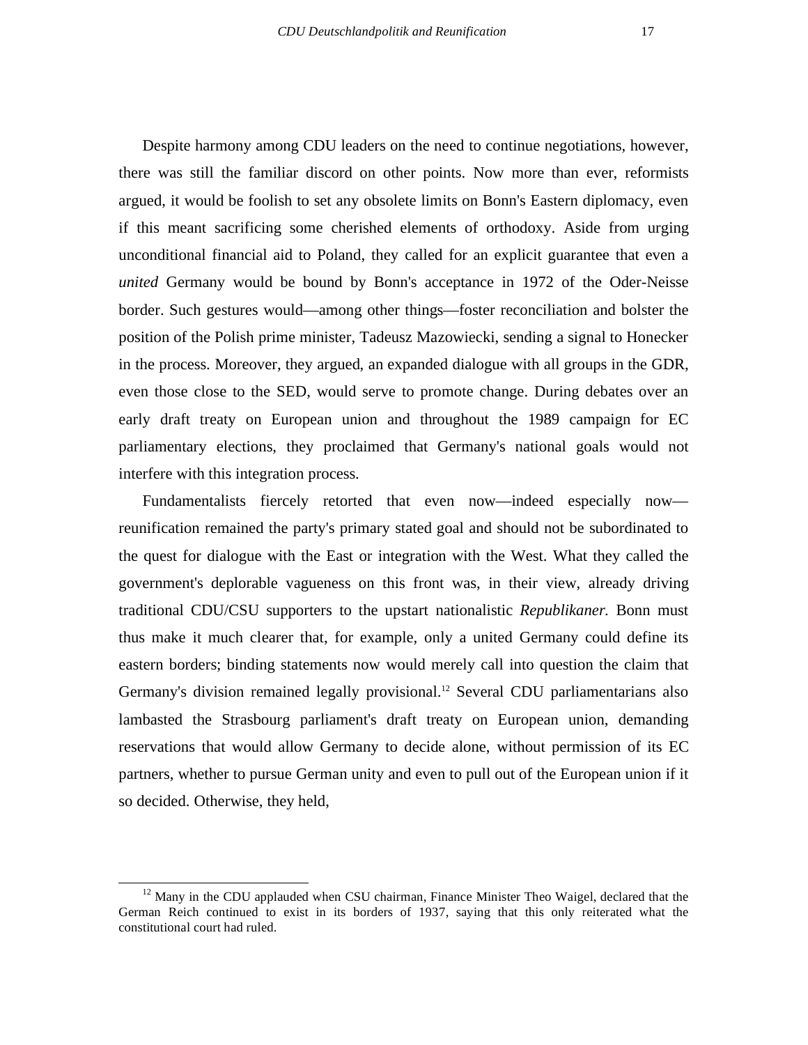Despite harmony among CDU leaders on the need to continue negotiations, however, there was still the familiar discord on other points. Now more than ever, reformists argued, it would be foolish to set any obsolete limits on Bonn's Eastern diplomacy, even if this meant sacrificing some cherished elements of orthodoxy. Aside from urging unconditional financial aid to Poland, they called for an explicit guarantee that even a *united* Germany would be bound by Bonn's acceptance in 1972 of the Oder-Neisse border. Such gestures would—among other things—foster reconciliation and bolster the position of the Polish prime minister, Tadeusz Mazowiecki, sending a signal to Honecker in the process. Moreover, they argued, an expanded dialogue with all groups in the GDR, even those close to the SED, would serve to promote change. During debates over an early draft treaty on European union and throughout the 1989 campaign for EC parliamentary elections, they proclaimed that Germany's national goals would not interfere with this integration process.

Fundamentalists fiercely retorted that even now—indeed especially now—reunification remained the party's primary stated goal and should not be subordinated to the quest for dialogue with the East or integration with the West. What they called the government's deplorable vagueness on this front was, in their view, already driving traditional CDU/CSU supporters to the upstart nationalistic *Republikaner.* Bonn must thus make it much clearer that, for example, only a united Germany could define its eastern borders; binding statements now would merely call into question the claim that Germany's division remained legally provisional.[12] Several CDU parliamentarians also lambasted the Strasbourg parliament's draft treaty on European union, demanding reservations that would allow Germany to decide alone, without permission of its EC partners, whether to pursue German unity and even to pull out of the European union if it so decided. Otherwise, they held,

---

[12] Many in the CDU applauded when CSU chairman, Finance Minister Theo Waigel, declared that the German Reich continued to exist in its borders of 1937, saying that this only reiterated what the constitutional court had ruled.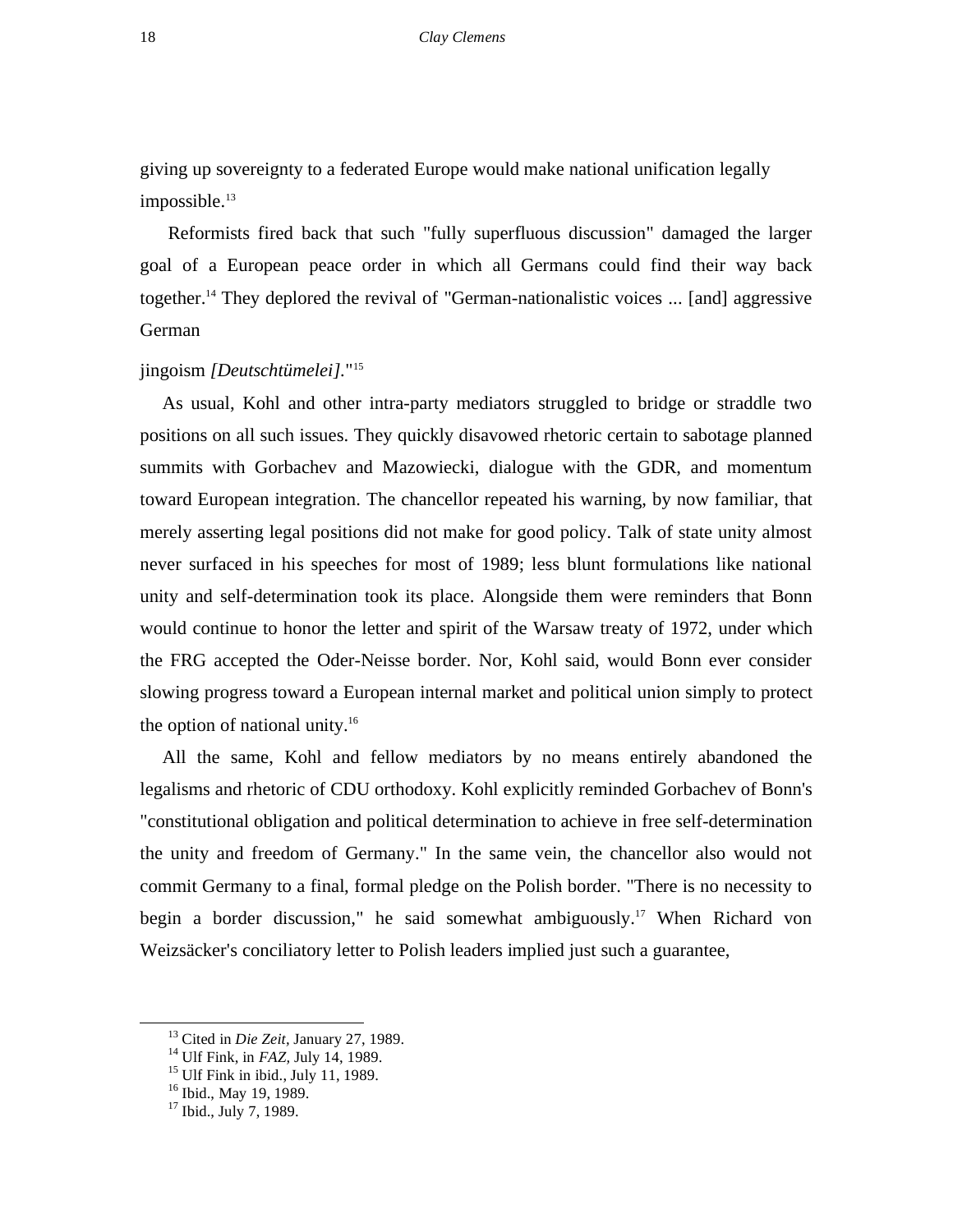giving up sovereignty to a federated Europe would make national unification legally impossible.[13]

Reformists fired back that such "fully superfluous discussion" damaged the larger goal of a European peace order in which all Germans could find their way back together.[14] They deplored the revival of "German-nationalistic voices ... [and] aggressive German jingoism *[Deutschtümelei]*."[15]

As usual, Kohl and other intra-party mediators struggled to bridge or straddle two positions on all such issues. They quickly disavowed rhetoric certain to sabotage planned summits with Gorbachev and Mazowiecki, dialogue with the GDR, and momentum toward European integration. The chancellor repeated his warning, by now familiar, that merely asserting legal positions did not make for good policy. Talk of state unity almost never surfaced in his speeches for most of 1989; less blunt formulations like national unity and self-determination took its place. Alongside them were reminders that Bonn would continue to honor the letter and spirit of the Warsaw treaty of 1972, under which the FRG accepted the Oder-Neisse border. Nor, Kohl said, would Bonn ever consider slowing progress toward a European internal market and political union simply to protect the option of national unity.[16]

All the same, Kohl and fellow mediators by no means entirely abandoned the legalisms and rhetoric of CDU orthodoxy. Kohl explicitly reminded Gorbachev of Bonn's "constitutional obligation and political determination to achieve in free self-determination the unity and freedom of Germany." In the same vein, the chancellor also would not commit Germany to a final, formal pledge on the Polish border. "There is no necessity to begin a border discussion," he said somewhat ambiguously.[17] When Richard von Weizsäcker's conciliatory letter to Polish leaders implied just such a guarantee,

[13] Cited in *Die Zeit*, January 27, 1989.
[14] Ulf Fink, in *FAZ*, July 14, 1989.
[15] Ulf Fink in ibid., July 11, 1989.
[16] Ibid., May 19, 1989.
[17] Ibid., July 7, 1989.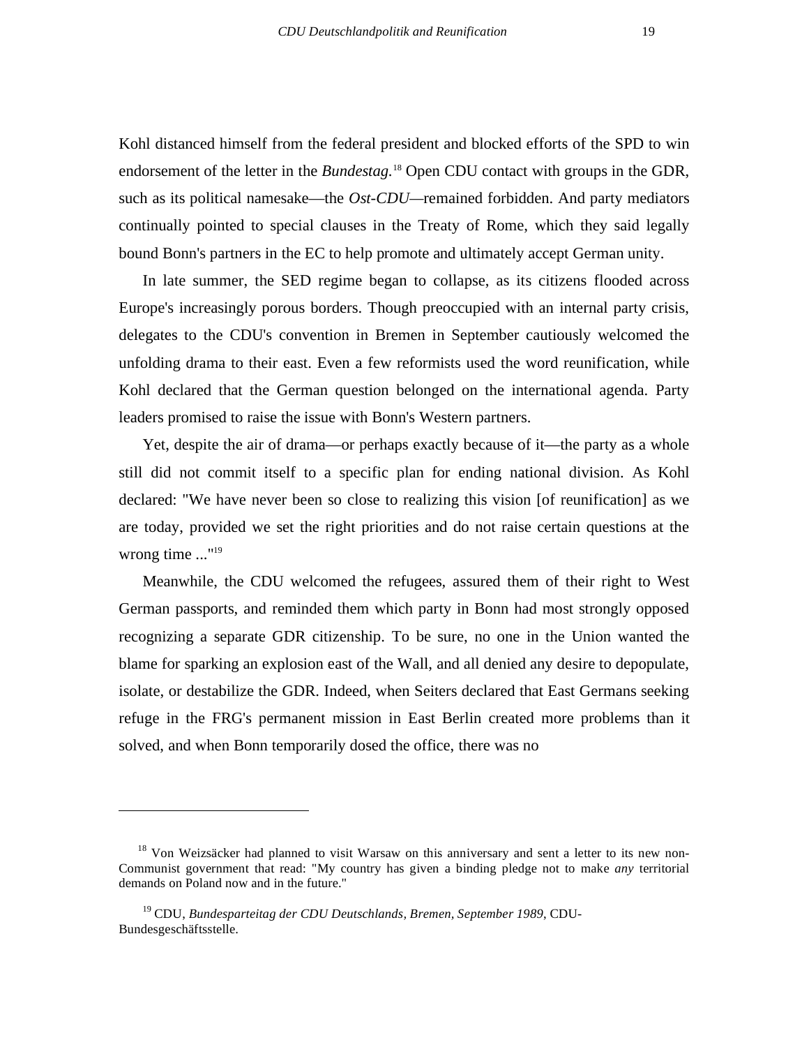Kohl distanced himself from the federal president and blocked efforts of the SPD to win endorsement of the letter in the *Bundestag.*[18] Open CDU contact with groups in the GDR, such as its political namesake—the *Ost-CDU*—remained forbidden. And party mediators continually pointed to special clauses in the Treaty of Rome, which they said legally bound Bonn's partners in the EC to help promote and ultimately accept German unity.

In late summer, the SED regime began to collapse, as its citizens flooded across Europe's increasingly porous borders. Though preoccupied with an internal party crisis, delegates to the CDU's convention in Bremen in September cautiously welcomed the unfolding drama to their east. Even a few reformists used the word reunification, while Kohl declared that the German question belonged on the international agenda. Party leaders promised to raise the issue with Bonn's Western partners.

Yet, despite the air of drama—or perhaps exactly because of it—the party as a whole still did not commit itself to a specific plan for ending national division. As Kohl declared: "We have never been so close to realizing this vision [of reunification] as we are today, provided we set the right priorities and do not raise certain questions at the wrong time ..."[19]

Meanwhile, the CDU welcomed the refugees, assured them of their right to West German passports, and reminded them which party in Bonn had most strongly opposed recognizing a separate GDR citizenship. To be sure, no one in the Union wanted the blame for sparking an explosion east of the Wall, and all denied any desire to depopulate, isolate, or destabilize the GDR. Indeed, when Seiters declared that East Germans seeking refuge in the FRG's permanent mission in East Berlin created more problems than it solved, and when Bonn temporarily dosed the office, there was no

---

[18] Von Weizsäcker had planned to visit Warsaw on this anniversary and sent a letter to its new non-Communist government that read: "My country has given a binding pledge not to make *any* territorial demands on Poland now and in the future."

[19] CDU, *Bundesparteitag der CDU Deutschlands, Bremen, September 1989*, CDU-Bundesgeschäftsstelle.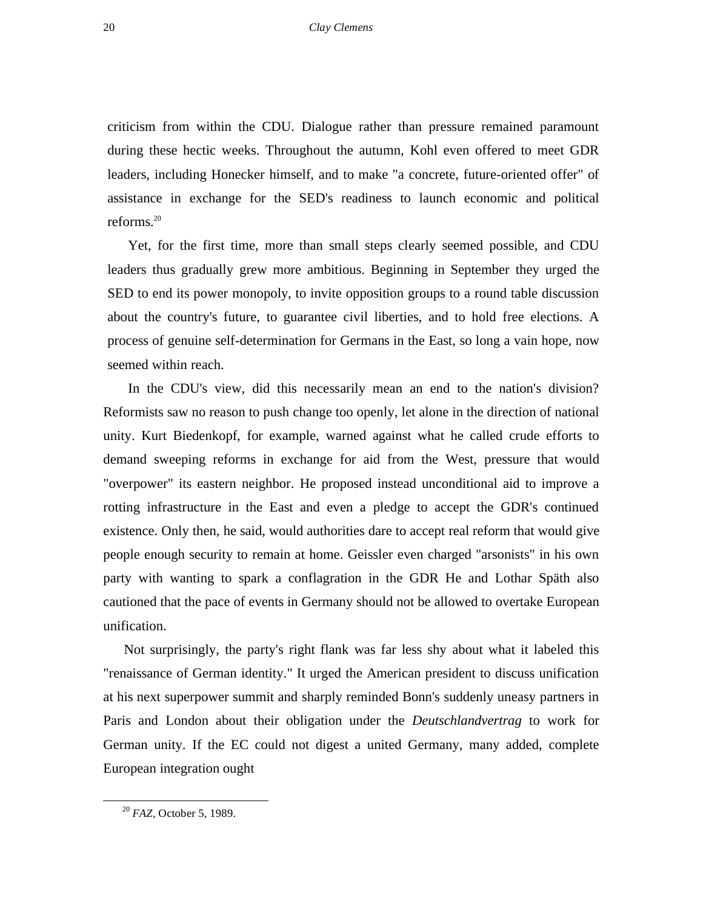criticism from within the CDU. Dialogue rather than pressure remained paramount during these hectic weeks. Throughout the autumn, Kohl even offered to meet GDR leaders, including Honecker himself, and to make "a concrete, future-oriented offer" of assistance in exchange for the SED's readiness to launch economic and political reforms.[20]

Yet, for the first time, more than small steps clearly seemed possible, and CDU leaders thus gradually grew more ambitious. Beginning in September they urged the SED to end its power monopoly, to invite opposition groups to a round table discussion about the country's future, to guarantee civil liberties, and to hold free elections. A process of genuine self-determination for Germans in the East, so long a vain hope, now seemed within reach.

In the CDU's view, did this necessarily mean an end to the nation's division? Reformists saw no reason to push change too openly, let alone in the direction of national unity. Kurt Biedenkopf, for example, warned against what he called crude efforts to demand sweeping reforms in exchange for aid from the West, pressure that would "overpower" its eastern neighbor. He proposed instead unconditional aid to improve a rotting infrastructure in the East and even a pledge to accept the GDR's continued existence. Only then, he said, would authorities dare to accept real reform that would give people enough security to remain at home. Geissler even charged "arsonists" in his own party with wanting to spark a conflagration in the GDR He and Lothar Späth also cautioned that the pace of events in Germany should not be allowed to overtake European unification.

Not surprisingly, the party's right flank was far less shy about what it labeled this "renaissance of German identity." It urged the American president to discuss unification at his next superpower summit and sharply reminded Bonn's suddenly uneasy partners in Paris and London about their obligation under the *Deutschlandvertrag* to work for German unity. If the EC could not digest a united Germany, many added, complete European integration ought

---

[20] *FAZ*, October 5, 1989.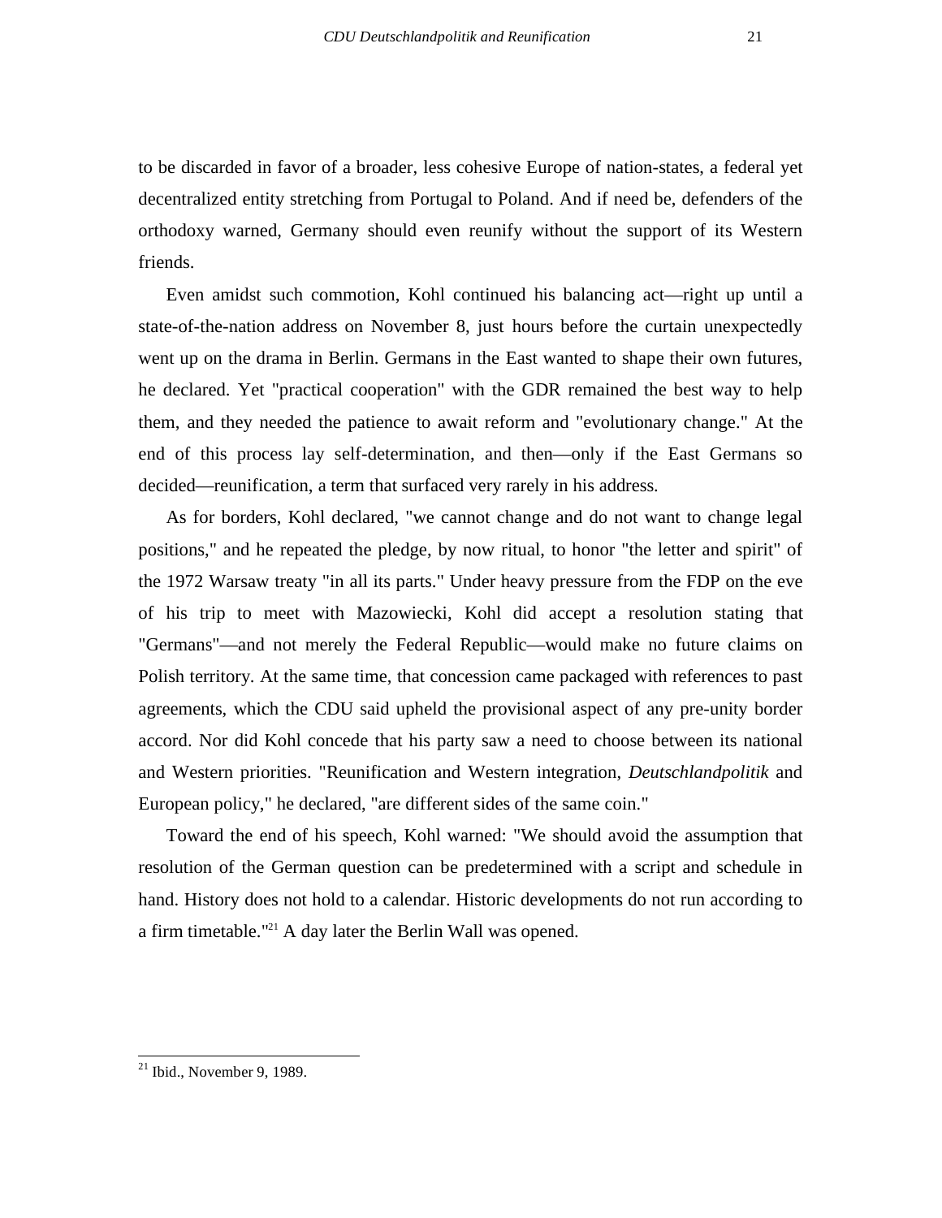to be discarded in favor of a broader, less cohesive Europe of nation-states, a federal yet decentralized entity stretching from Portugal to Poland. And if need be, defenders of the orthodoxy warned, Germany should even reunify without the support of its Western friends.

Even amidst such commotion, Kohl continued his balancing act—right up until a state-of-the-nation address on November 8, just hours before the curtain unexpectedly went up on the drama in Berlin. Germans in the East wanted to shape their own futures, he declared. Yet "practical cooperation" with the GDR remained the best way to help them, and they needed the patience to await reform and "evolutionary change." At the end of this process lay self-determination, and then—only if the East Germans so decided—reunification, a term that surfaced very rarely in his address.

As for borders, Kohl declared, "we cannot change and do not want to change legal positions," and he repeated the pledge, by now ritual, to honor "the letter and spirit" of the 1972 Warsaw treaty "in all its parts." Under heavy pressure from the FDP on the eve of his trip to meet with Mazowiecki, Kohl did accept a resolution stating that "Germans"—and not merely the Federal Republic—would make no future claims on Polish territory. At the same time, that concession came packaged with references to past agreements, which the CDU said upheld the provisional aspect of any pre-unity border accord. Nor did Kohl concede that his party saw a need to choose between its national and Western priorities. "Reunification and Western integration, *Deutschlandpolitik* and European policy," he declared, "are different sides of the same coin."

Toward the end of his speech, Kohl warned: "We should avoid the assumption that resolution of the German question can be predetermined with a script and schedule in hand. History does not hold to a calendar. Historic developments do not run according to a firm timetable."[21] A day later the Berlin Wall was opened.

---

[21] Ibid., November 9, 1989.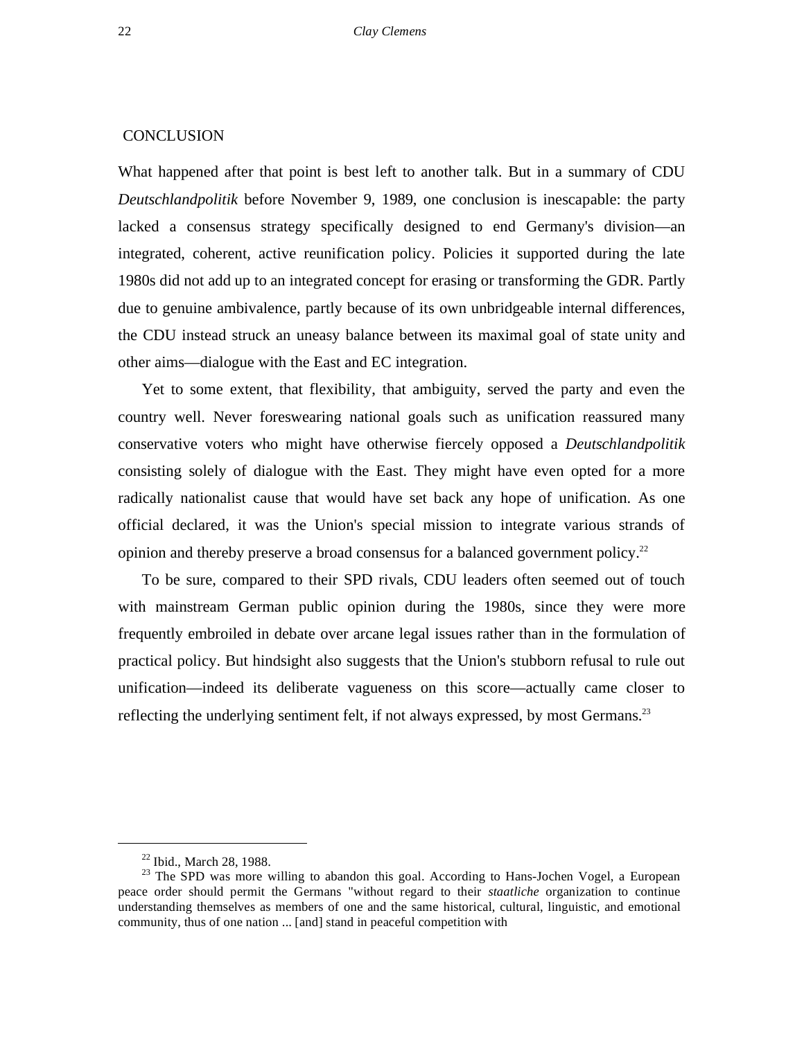## CONCLUSION

What happened after that point is best left to another talk. But in a summary of CDU *Deutschlandpolitik* before November 9, 1989, one conclusion is inescapable: the party lacked a consensus strategy specifically designed to end Germany's division—an integrated, coherent, active reunification policy. Policies it supported during the late 1980s did not add up to an integrated concept for erasing or transforming the GDR. Partly due to genuine ambivalence, partly because of its own unbridgeable internal differences, the CDU instead struck an uneasy balance between its maximal goal of state unity and other aims—dialogue with the East and EC integration.

Yet to some extent, that flexibility, that ambiguity, served the party and even the country well. Never foreswearing national goals such as unification reassured many conservative voters who might have otherwise fiercely opposed a *Deutschlandpolitik* consisting solely of dialogue with the East. They might have even opted for a more radically nationalist cause that would have set back any hope of unification. As one official declared, it was the Union's special mission to integrate various strands of opinion and thereby preserve a broad consensus for a balanced government policy.[22]

To be sure, compared to their SPD rivals, CDU leaders often seemed out of touch with mainstream German public opinion during the 1980s, since they were more frequently embroiled in debate over arcane legal issues rather than in the formulation of practical policy. But hindsight also suggests that the Union's stubborn refusal to rule out unification—indeed its deliberate vagueness on this score—actually came closer to reflecting the underlying sentiment felt, if not always expressed, by most Germans.[23]

---

[22] Ibid., March 28, 1988.

[23] The SPD was more willing to abandon this goal. According to Hans-Jochen Vogel, a European peace order should permit the Germans "without regard to their *staatliche* organization to continue understanding themselves as members of one and the same historical, cultural, linguistic, and emotional community, thus of one nation ... [and] stand in peaceful competition with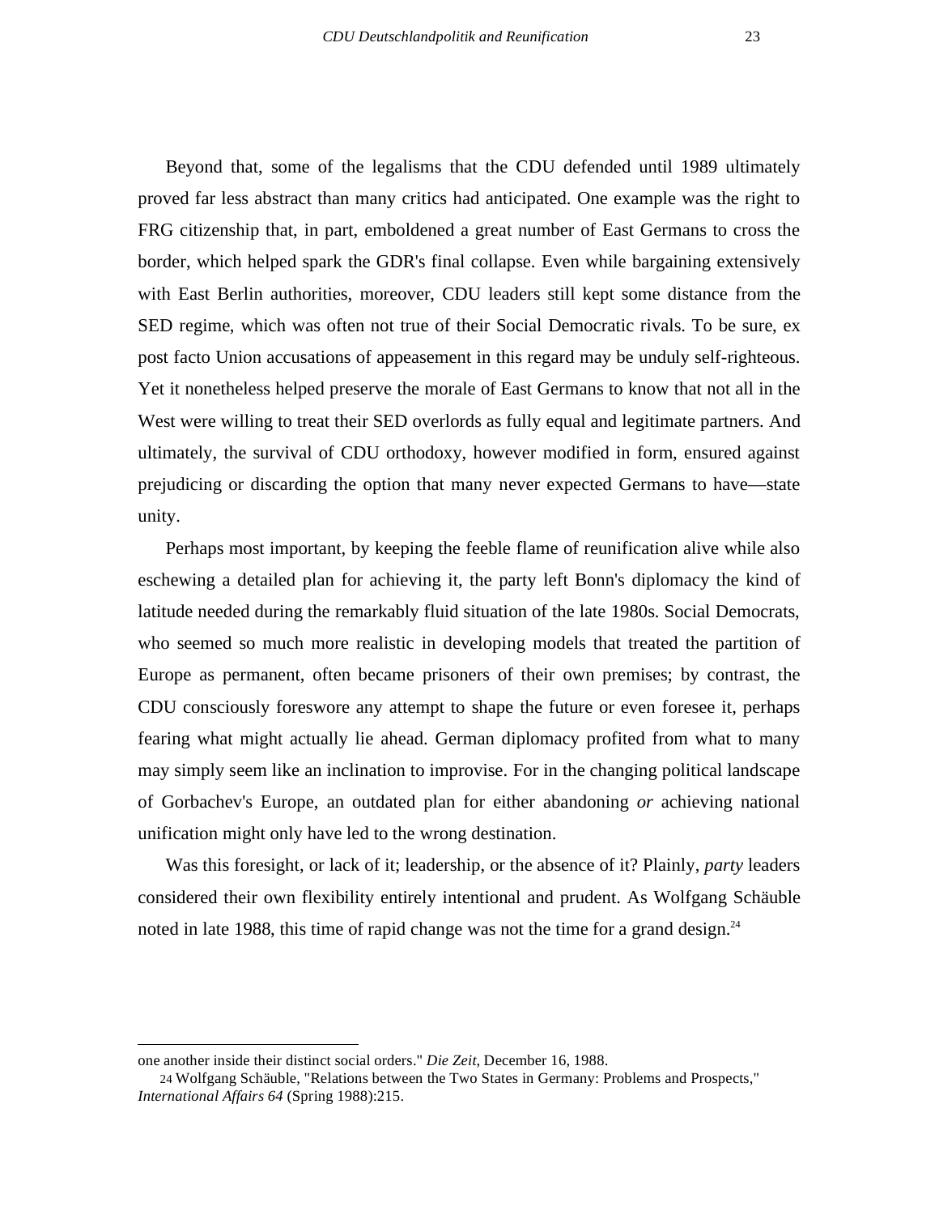Beyond that, some of the legalisms that the CDU defended until 1989 ultimately proved far less abstract than many critics had anticipated. One example was the right to FRG citizenship that, in part, emboldened a great number of East Germans to cross the border, which helped spark the GDR's final collapse. Even while bargaining extensively with East Berlin authorities, moreover, CDU leaders still kept some distance from the SED regime, which was often not true of their Social Democratic rivals. To be sure, ex post facto Union accusations of appeasement in this regard may be unduly self-righteous. Yet it nonetheless helped preserve the morale of East Germans to know that not all in the West were willing to treat their SED overlords as fully equal and legitimate partners. And ultimately, the survival of CDU orthodoxy, however modified in form, ensured against prejudicing or discarding the option that many never expected Germans to have—state unity.

Perhaps most important, by keeping the feeble flame of reunification alive while also eschewing a detailed plan for achieving it, the party left Bonn's diplomacy the kind of latitude needed during the remarkably fluid situation of the late 1980s. Social Democrats, who seemed so much more realistic in developing models that treated the partition of Europe as permanent, often became prisoners of their own premises; by contrast, the CDU consciously foreswore any attempt to shape the future or even foresee it, perhaps fearing what might actually lie ahead. German diplomacy profited from what to many may simply seem like an inclination to improvise. For in the changing political landscape of Gorbachev's Europe, an outdated plan for either abandoning *or* achieving national unification might only have led to the wrong destination.

Was this foresight, or lack of it; leadership, or the absence of it? Plainly, *party* leaders considered their own flexibility entirely intentional and prudent. As Wolfgang Schäuble noted in late 1988, this time of rapid change was not the time for a grand design.[24]

---

one another inside their distinct social orders." *Die Zeit*, December 16, 1988.

24 Wolfgang Schäuble, "Relations between the Two States in Germany: Problems and Prospects," *International Affairs 64* (Spring 1988):215.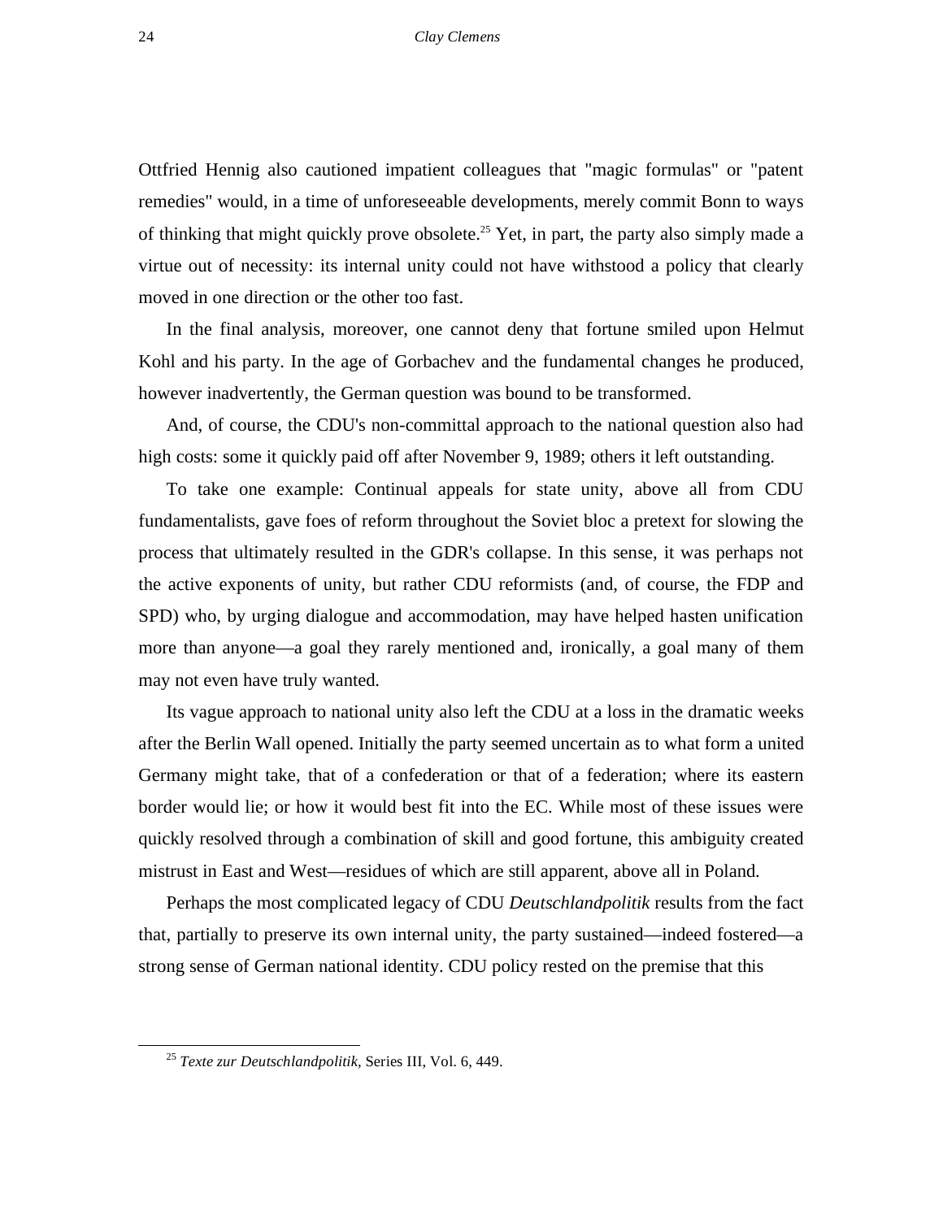Ottfried Hennig also cautioned impatient colleagues that "magic formulas" or "patent remedies" would, in a time of unforeseeable developments, merely commit Bonn to ways of thinking that might quickly prove obsolete.[25] Yet, in part, the party also simply made a virtue out of necessity: its internal unity could not have withstood a policy that clearly moved in one direction or the other too fast.

In the final analysis, moreover, one cannot deny that fortune smiled upon Helmut Kohl and his party. In the age of Gorbachev and the fundamental changes he produced, however inadvertently, the German question was bound to be transformed.

And, of course, the CDU's non-committal approach to the national question also had high costs: some it quickly paid off after November 9, 1989; others it left outstanding.

To take one example: Continual appeals for state unity, above all from CDU fundamentalists, gave foes of reform throughout the Soviet bloc a pretext for slowing the process that ultimately resulted in the GDR's collapse. In this sense, it was perhaps not the active exponents of unity, but rather CDU reformists (and, of course, the FDP and SPD) who, by urging dialogue and accommodation, may have helped hasten unification more than anyone—a goal they rarely mentioned and, ironically, a goal many of them may not even have truly wanted.

Its vague approach to national unity also left the CDU at a loss in the dramatic weeks after the Berlin Wall opened. Initially the party seemed uncertain as to what form a united Germany might take, that of a confederation or that of a federation; where its eastern border would lie; or how it would best fit into the EC. While most of these issues were quickly resolved through a combination of skill and good fortune, this ambiguity created mistrust in East and West—residues of which are still apparent, above all in Poland.

Perhaps the most complicated legacy of CDU *Deutschlandpolitik* results from the fact that, partially to preserve its own internal unity, the party sustained—indeed fostered—a strong sense of German national identity. CDU policy rested on the premise that this

---

[25] *Texte zur Deutschlandpolitik*, Series III, Vol. 6, 449.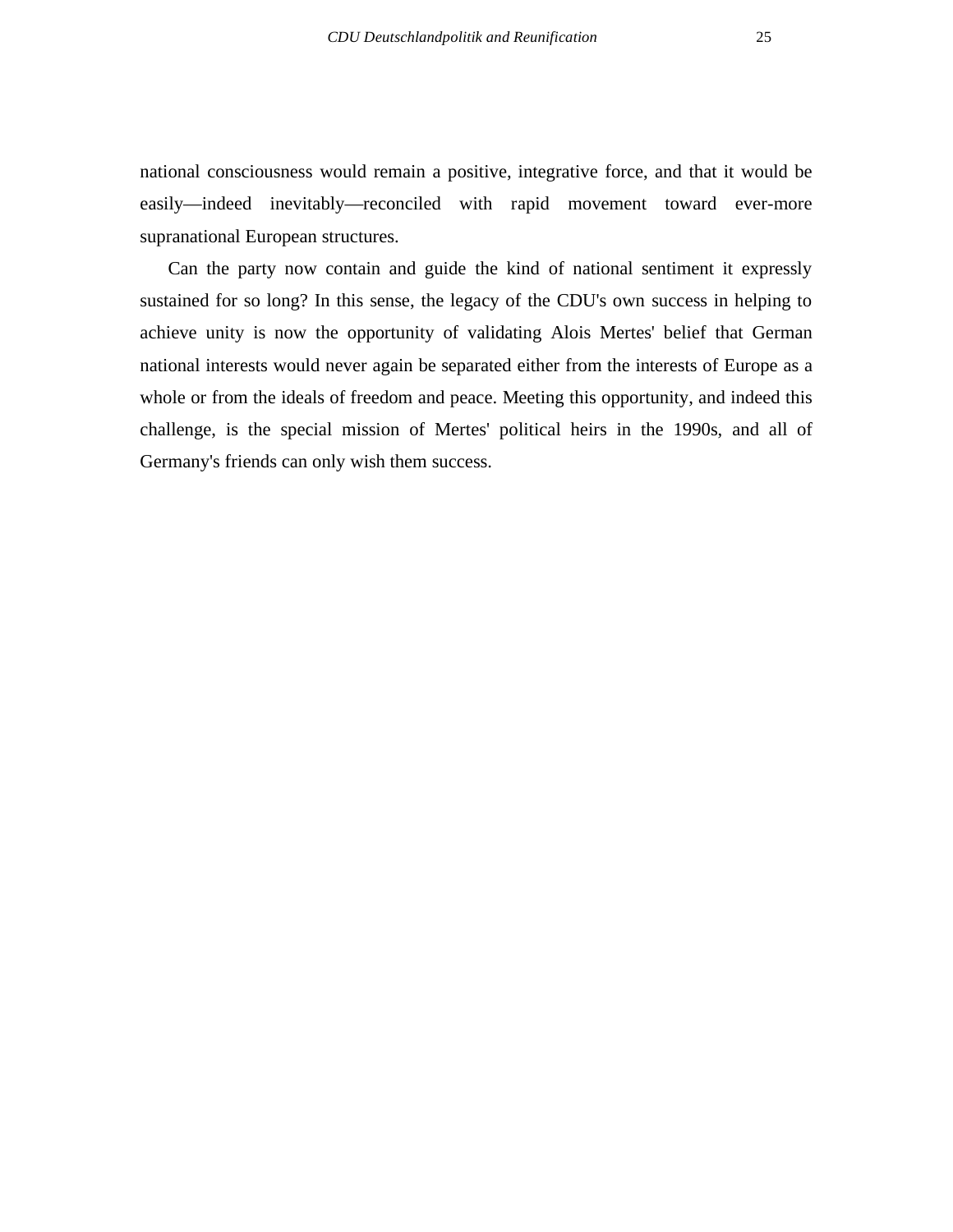national consciousness would remain a positive, integrative force, and that it would be easily—indeed inevitably—reconciled with rapid movement toward ever-more supranational European structures.

Can the party now contain and guide the kind of national sentiment it expressly sustained for so long? In this sense, the legacy of the CDU's own success in helping to achieve unity is now the opportunity of validating Alois Mertes' belief that German national interests would never again be separated either from the interests of Europe as a whole or from the ideals of freedom and peace. Meeting this opportunity, and indeed this challenge, is the special mission of Mertes' political heirs in the 1990s, and all of Germany's friends can only wish them success.